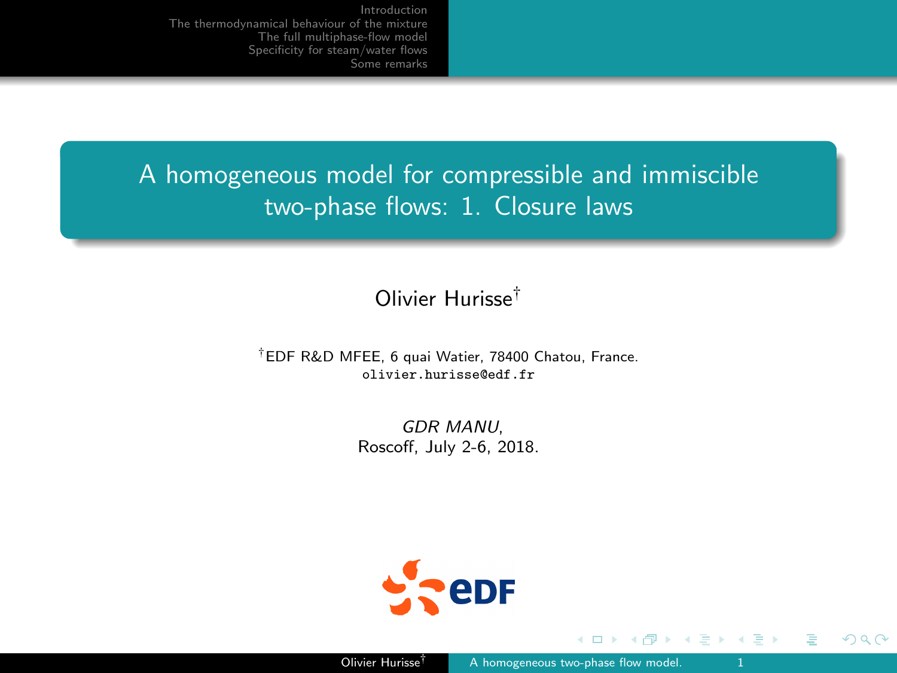# A homogeneous model for compressible and immiscible two-phase flows: 1. Closure laws

Olivier Hurisse[†]

[†]EDF R&D MFEE, 6 quai Watier, 78400 Chatou, France.
olivier.hurisse@edf.fr

*GDR MANU*,
Roscoff, July 2-6, 2018.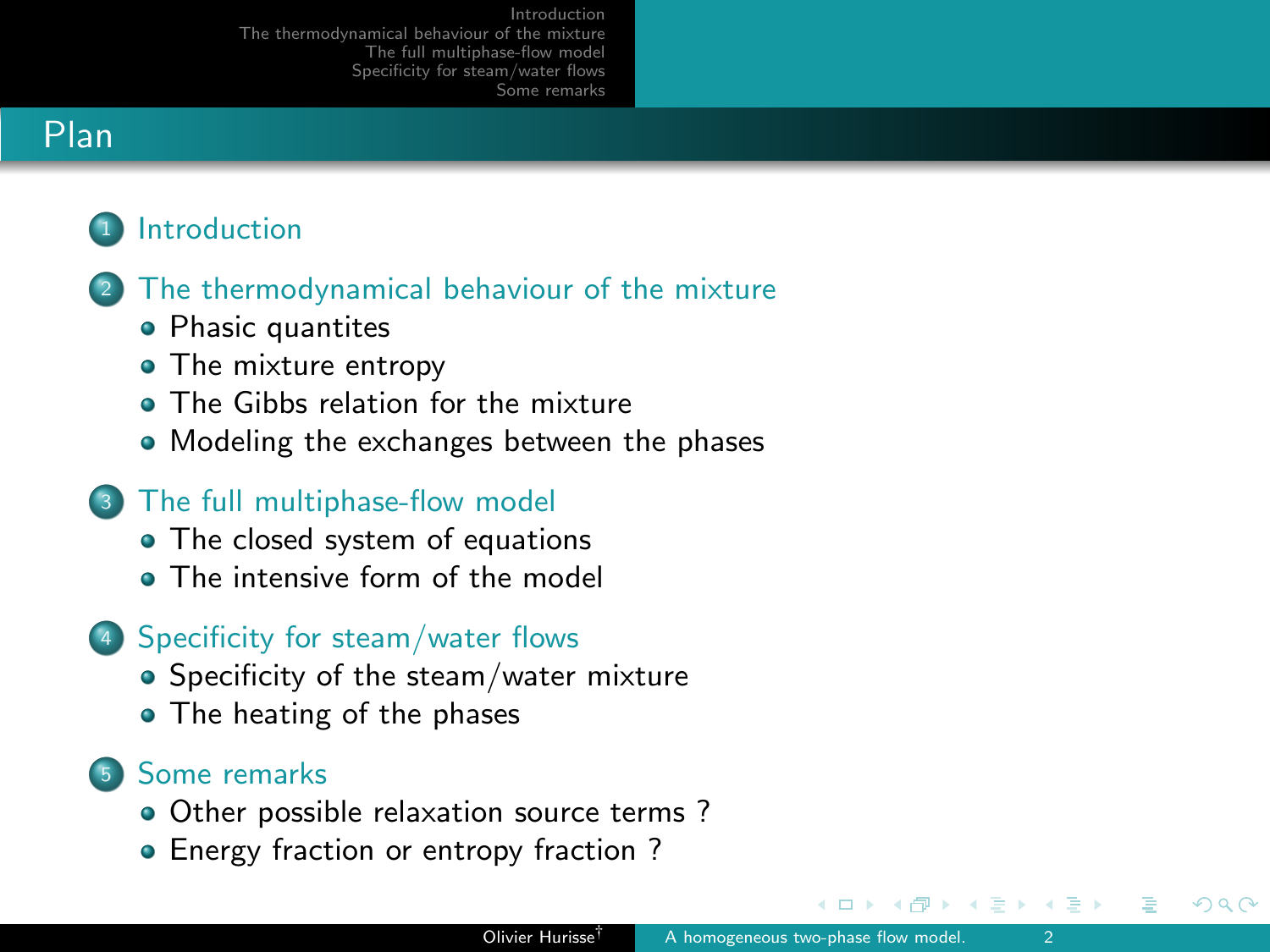# Plan

1. Introduction

2. The thermodynamical behaviour of the mixture
   - Phasic quantites
   - The mixture entropy
   - The Gibbs relation for the mixture
   - Modeling the exchanges between the phases

3. The full multiphase-flow model
   - The closed system of equations
   - The intensive form of the model

4. Specificity for steam/water flows
   - Specificity of the steam/water mixture
   - The heating of the phases

5. Some remarks
   - Other possible relaxation source terms ?
   - Energy fraction or entropy fraction ?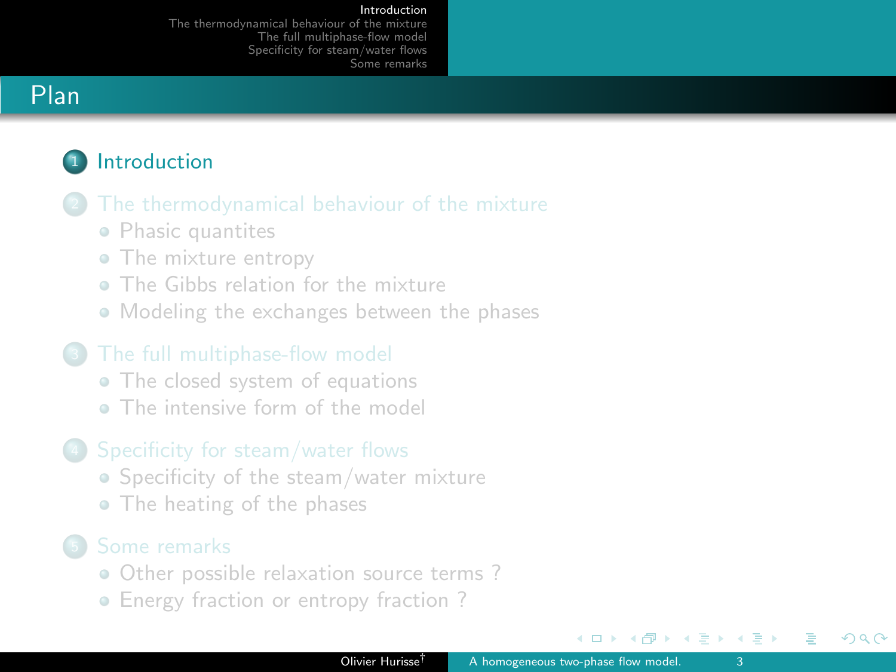# Plan

1. Introduction
2. The thermodynamical behaviour of the mixture
   - Phasic quantites
   - The mixture entropy
   - The Gibbs relation for the mixture
   - Modeling the exchanges between the phases
3. The full multiphase-flow model
   - The closed system of equations
   - The intensive form of the model
4. Specificity for steam/water flows
   - Specificity of the steam/water mixture
   - The heating of the phases
5. Some remarks
   - Other possible relaxation source terms ?
   - Energy fraction or entropy fraction ?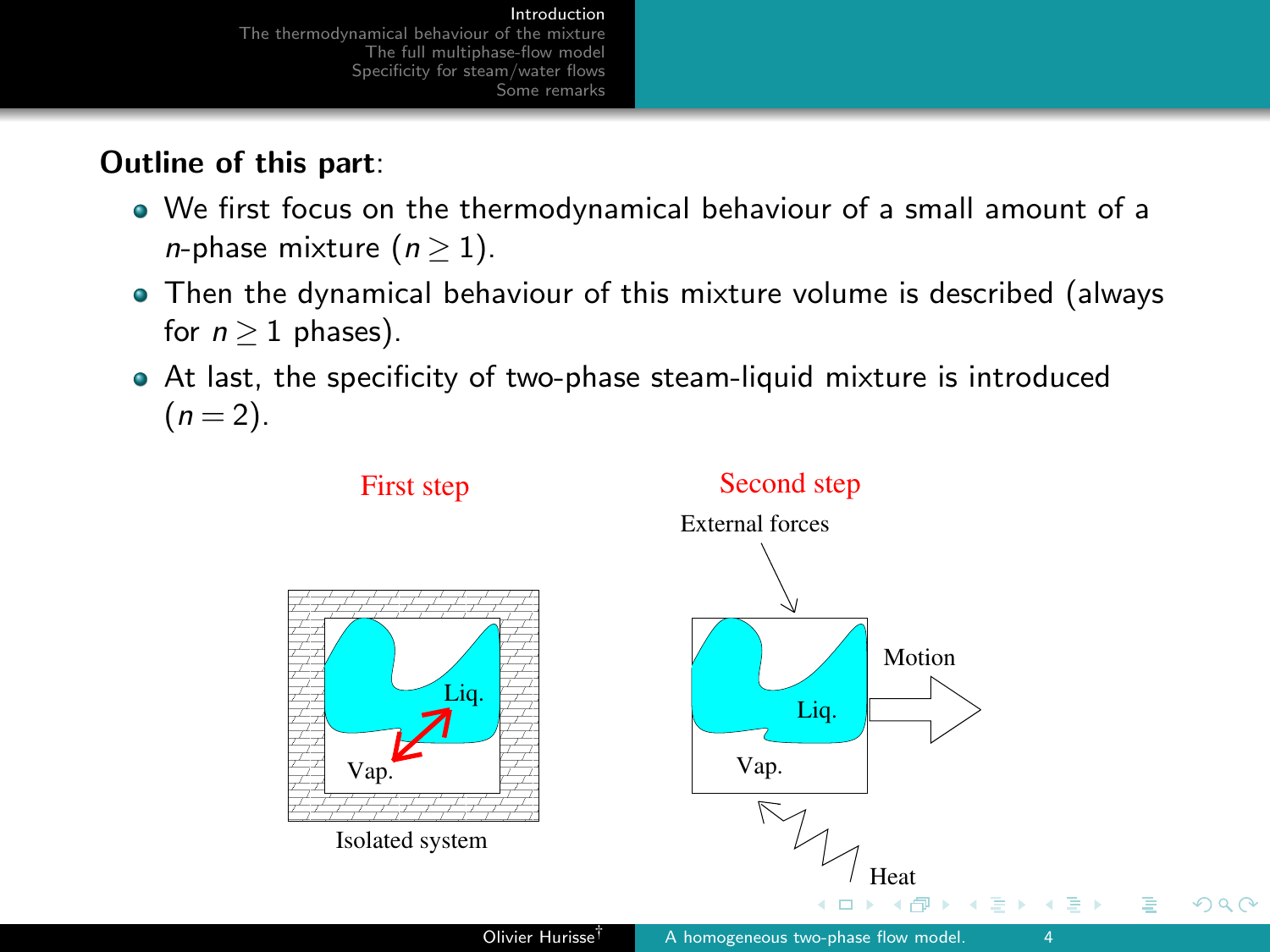**Outline of this part**:

- We first focus on the thermodynamical behaviour of a small amount of a $n$-phase mixture ($n \geq 1$).
- Then the dynamical behaviour of this mixture volume is described (always for $n \geq 1$ phases).
- At last, the specificity of two-phase steam-liquid mixture is introduced ($n = 2$).

First step

Liq.

Vap.

Isolated system

Second step

External forces

Motion

Liq.

Vap.

Heat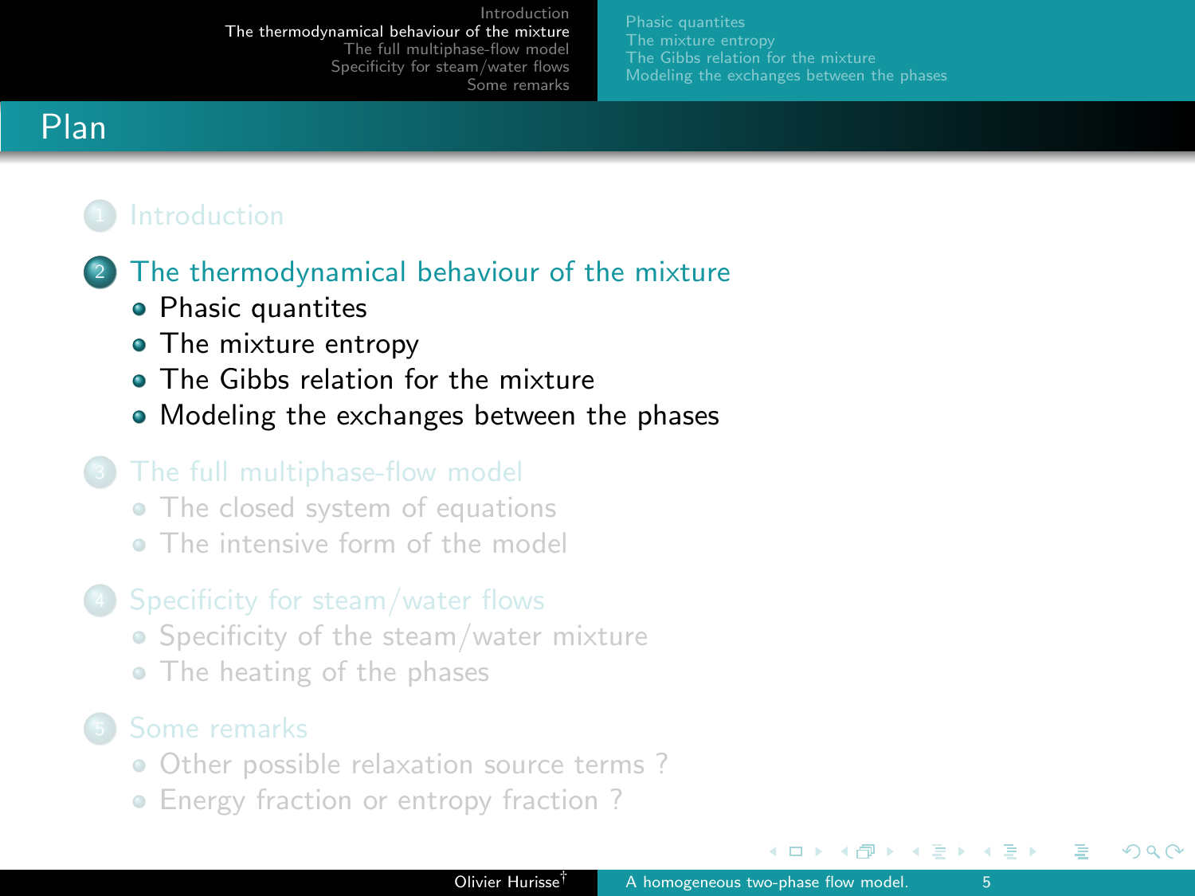# Plan

1. Introduction
2. The thermodynamical behaviour of the mixture
   - Phasic quantites
   - The mixture entropy
   - The Gibbs relation for the mixture
   - Modeling the exchanges between the phases
3. The full multiphase-flow model
   - The closed system of equations
   - The intensive form of the model
4. Specificity for steam/water flows
   - Specificity of the steam/water mixture
   - The heating of the phases
5. Some remarks
   - Other possible relaxation source terms ?
   - Energy fraction or entropy fraction ?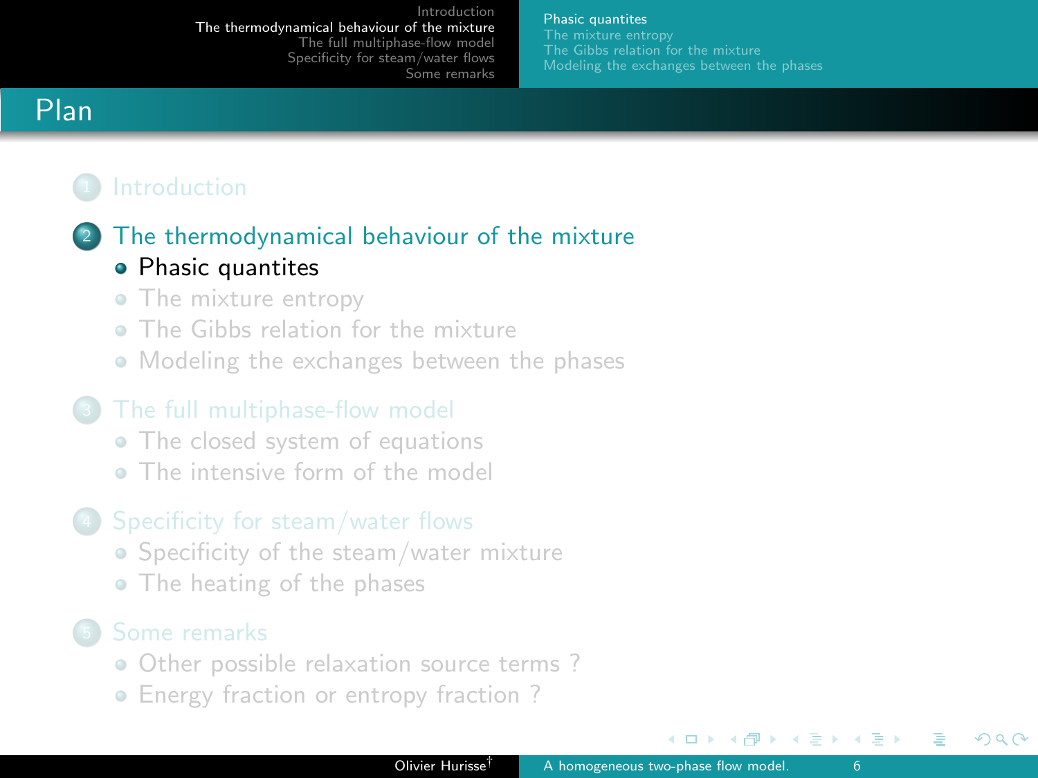# Plan

1. Introduction
2. The thermodynamical behaviour of the mixture
   - Phasic quantites
   - The mixture entropy
   - The Gibbs relation for the mixture
   - Modeling the exchanges between the phases
3. The full multiphase-flow model
   - The closed system of equations
   - The intensive form of the model
4. Specificity for steam/water flows
   - Specificity of the steam/water mixture
   - The heating of the phases
5. Some remarks
   - Other possible relaxation source terms ?
   - Energy fraction or entropy fraction ?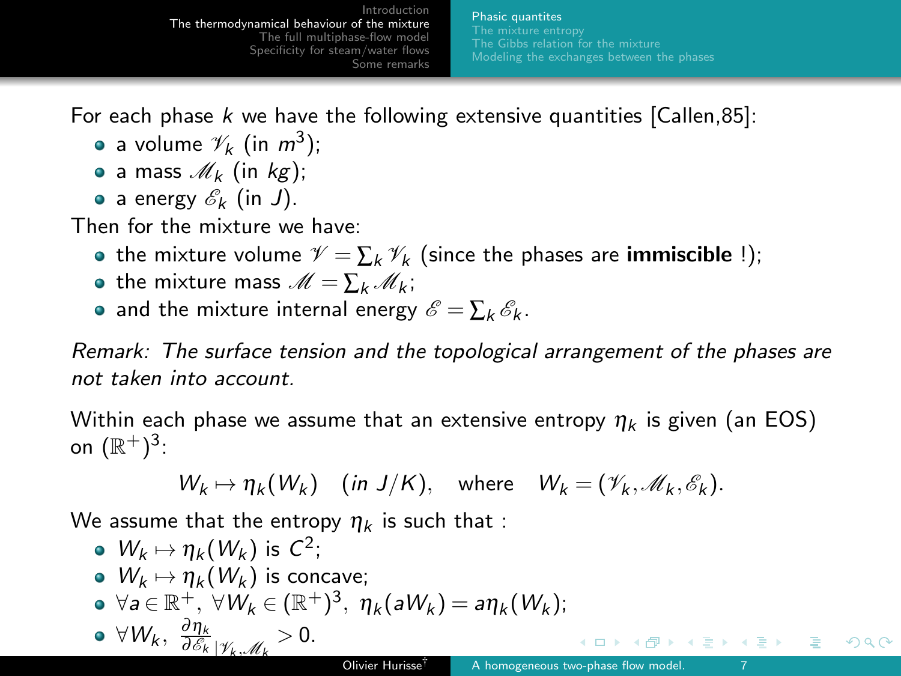For each phase $k$ we have the following extensive quantities [Callen,85]:

- a volume $\mathscr{V}_k$ (in $m^3$);
- a mass $\mathscr{M}_k$ (in $kg$);
- a energy $\mathscr{E}_k$ (in $J$).

Then for the mixture we have:

- the mixture volume $\mathscr{V} = \sum_k \mathscr{V}_k$ (since the phases are **immiscible** !);
- the mixture mass $\mathscr{M} = \sum_k \mathscr{M}_k$;
- and the mixture internal energy $\mathscr{E} = \sum_k \mathscr{E}_k$.

*Remark: The surface tension and the topological arrangement of the phases are not taken into account.*

Within each phase we assume that an extensive entropy $\eta_k$ is given (an EOS) on $(\mathbb{R}^+)^3$:

$$W_k \mapsto \eta_k(W_k) \quad (in\ J/K), \quad \text{where} \quad W_k = (\mathscr{V}_k, \mathscr{M}_k, \mathscr{E}_k).$$

We assume that the entropy $\eta_k$ is such that :

- $W_k \mapsto \eta_k(W_k)$ is $C^2$;
- $W_k \mapsto \eta_k(W_k)$ is concave;
- $\forall a \in \mathbb{R}^+,\ \forall W_k \in (\mathbb{R}^+)^3,\ \eta_k(aW_k) = a\eta_k(W_k)$;
- $\forall W_k,\ \frac{\partial \eta_k}{\partial \mathscr{E}_k}_{|\mathscr{V}_k, \mathscr{M}_k} > 0.$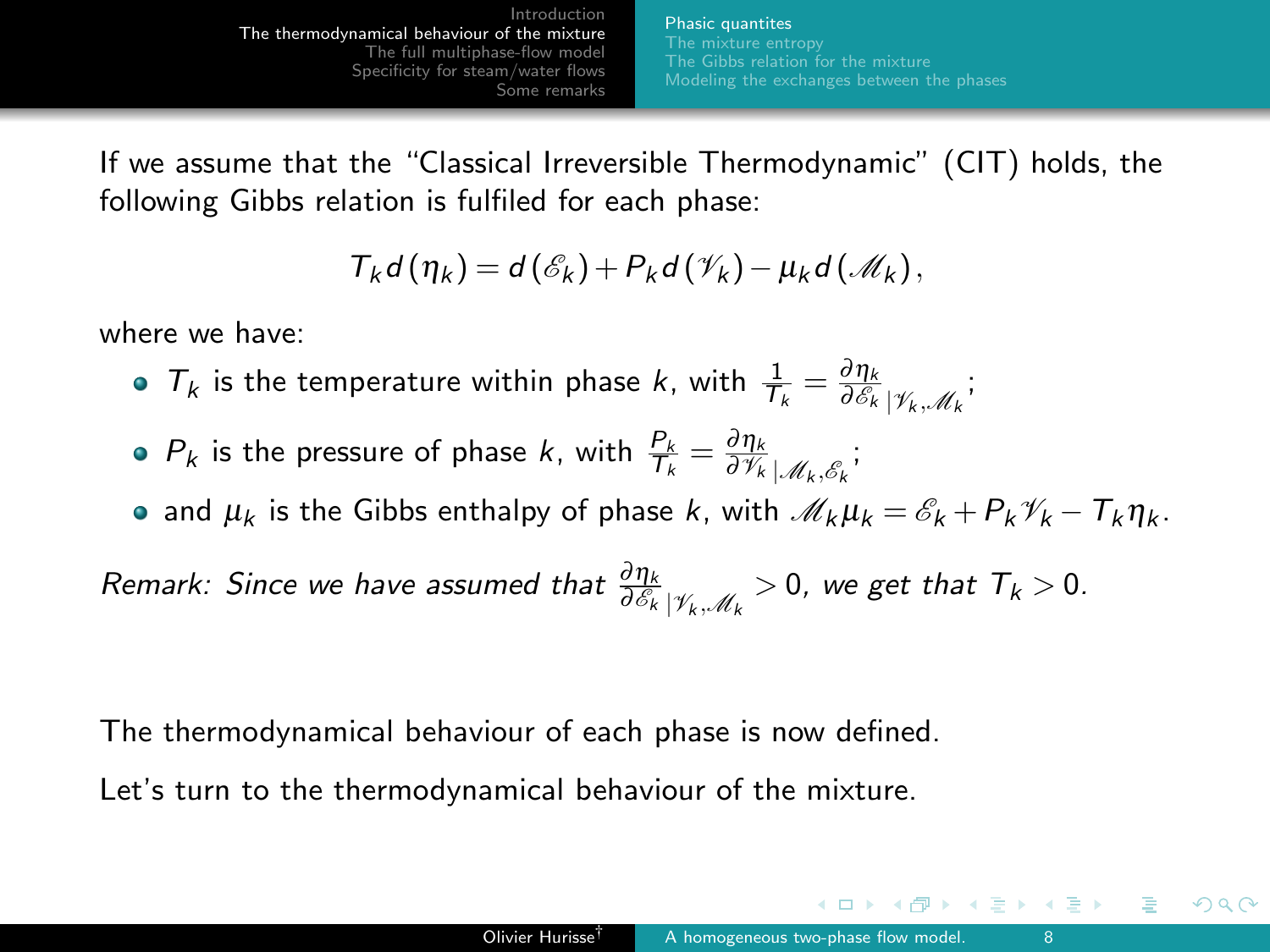If we assume that the “Classical Irreversible Thermodynamic” (CIT) holds, the following Gibbs relation is fulfiled for each phase:

$$T_k d\left(\eta_k\right) = d\left(\mathscr{E}_k\right) + P_k d\left(\mathscr{V}_k\right) - \mu_k d\left(\mathscr{M}_k\right),$$

where we have:

- $T_k$ is the temperature within phase $k$, with $\frac{1}{T_k} = \frac{\partial \eta_k}{\partial \mathscr{E}_k}_{|\mathscr{V}_k,\mathscr{M}_k}$;
- $P_k$ is the pressure of phase $k$, with $\frac{P_k}{T_k} = \frac{\partial \eta_k}{\partial \mathscr{V}_k}_{|\mathscr{M}_k,\mathscr{E}_k}$;
- and $\mu_k$ is the Gibbs enthalpy of phase $k$, with $\mathscr{M}_k \mu_k = \mathscr{E}_k + P_k \mathscr{V}_k - T_k \eta_k$.

*Remark: Since we have assumed that $\frac{\partial \eta_k}{\partial \mathscr{E}_k}_{|\mathscr{V}_k,\mathscr{M}_k} > 0$, we get that $T_k > 0$.*

The thermodynamical behaviour of each phase is now defined.

Let’s turn to the thermodynamical behaviour of the mixture.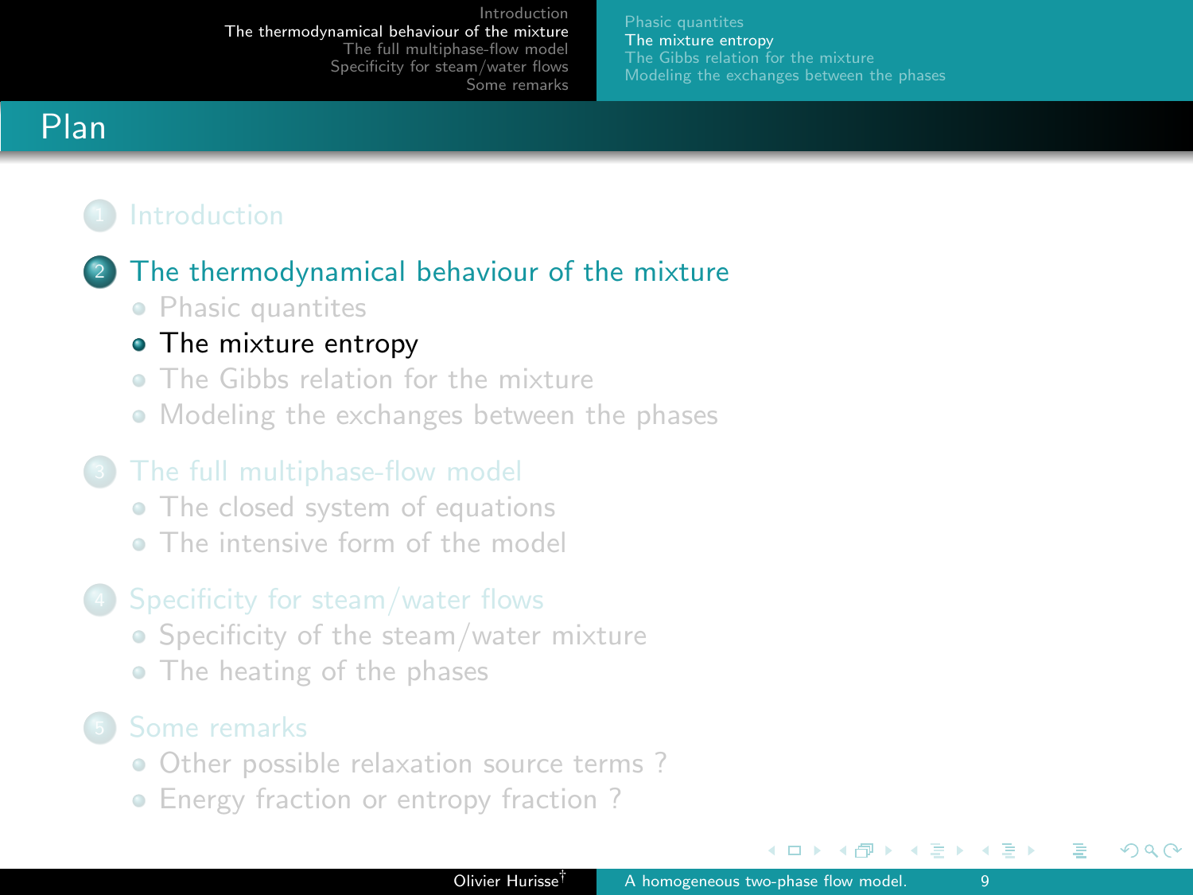## Plan

1. Introduction
2. The thermodynamical behaviour of the mixture
   - Phasic quantites
   - The mixture entropy
   - The Gibbs relation for the mixture
   - Modeling the exchanges between the phases
3. The full multiphase-flow model
   - The closed system of equations
   - The intensive form of the model
4. Specificity for steam/water flows
   - Specificity of the steam/water mixture
   - The heating of the phases
5. Some remarks
   - Other possible relaxation source terms ?
   - Energy fraction or entropy fraction ?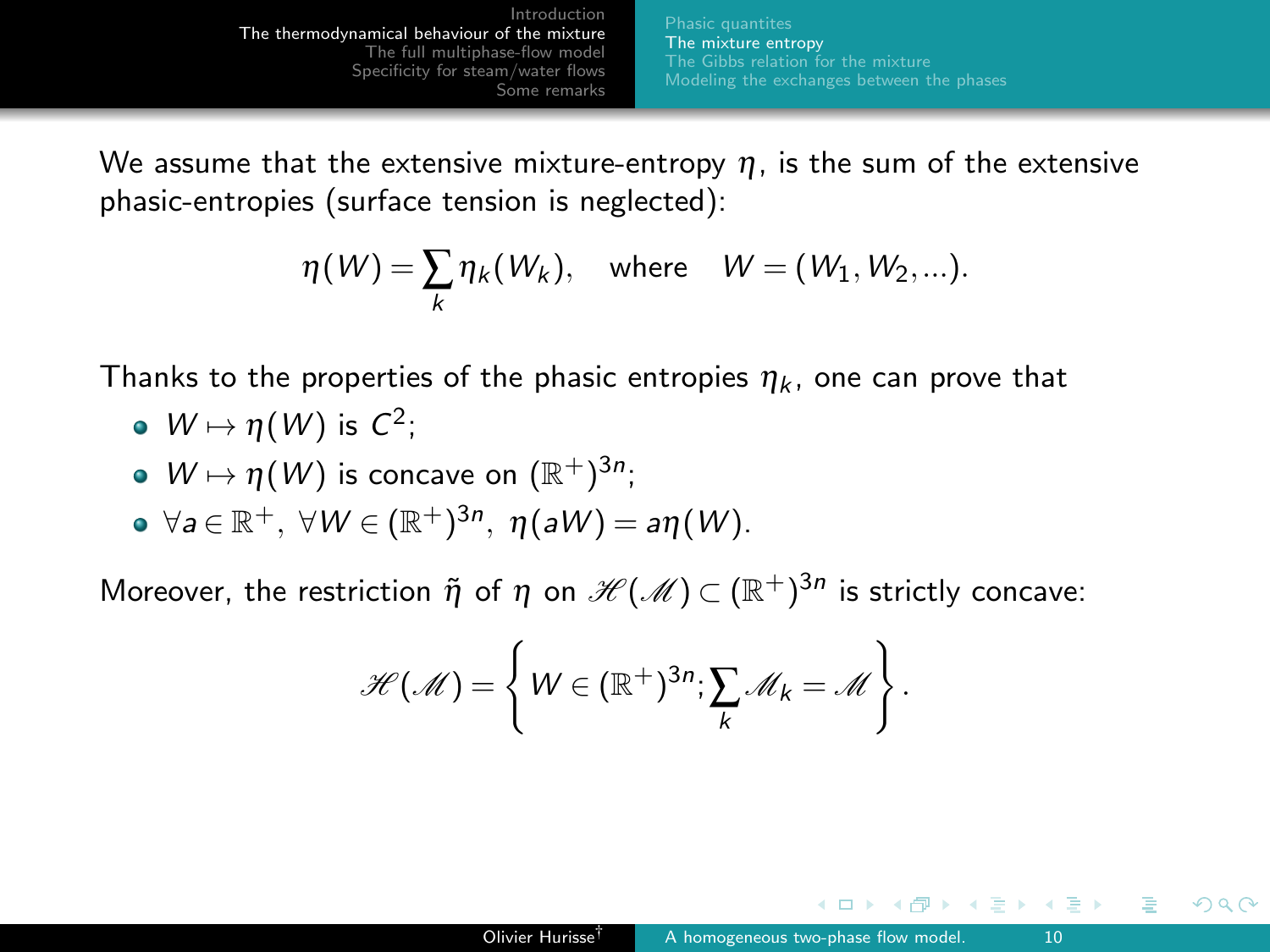We assume that the extensive mixture-entropy $\eta$, is the sum of the extensive phasic-entropies (surface tension is neglected):

$$\eta(W) = \sum_k \eta_k(W_k), \quad \text{where} \quad W = (W_1, W_2, ...).$$

Thanks to the properties of the phasic entropies $\eta_k$, one can prove that

- $W \mapsto \eta(W)$ is $C^2$;
- $W \mapsto \eta(W)$ is concave on $(\mathbb{R}^+)^{3n}$;
- $\forall a \in \mathbb{R}^+,\ \forall W \in (\mathbb{R}^+)^{3n},\ \eta(aW) = a\eta(W)$.

Moreover, the restriction $\tilde{\eta}$ of $\eta$ on $\mathscr{H}(\mathscr{M}) \subset (\mathbb{R}^+)^{3n}$ is strictly concave:

$$\mathscr{H}(\mathscr{M}) = \left\{ W \in (\mathbb{R}^+)^{3n}; \sum_k \mathscr{M}_k = \mathscr{M} \right\}.$$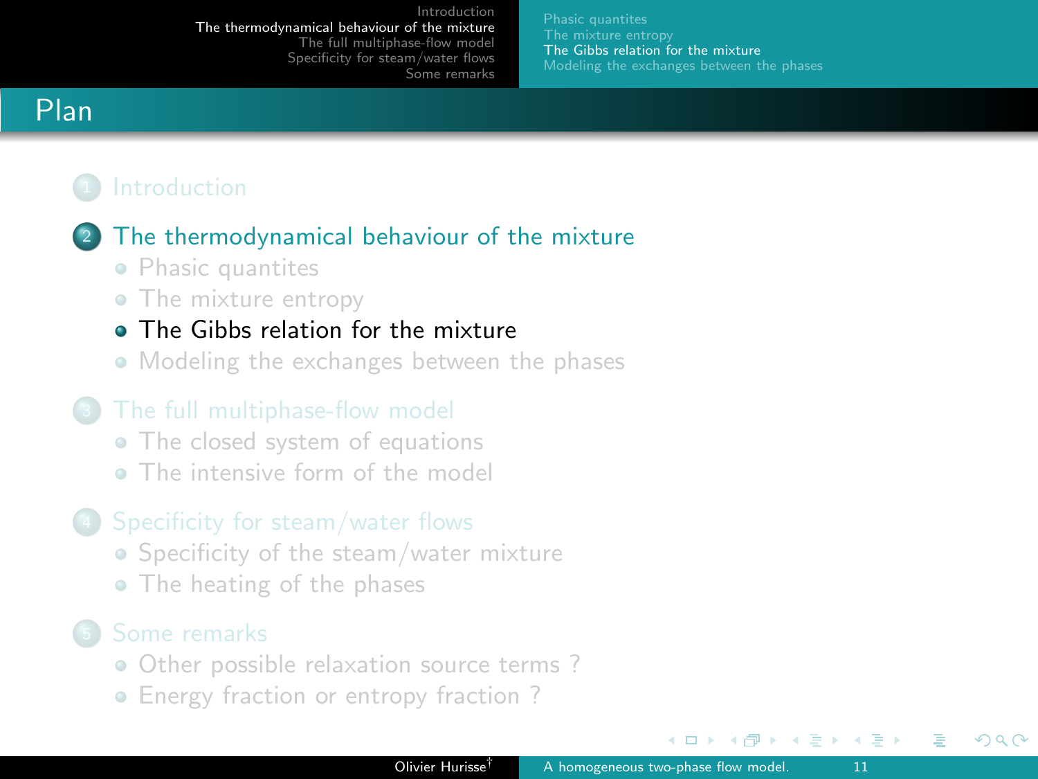# Plan

1. Introduction
2. The thermodynamical behaviour of the mixture
   - Phasic quantites
   - The mixture entropy
   - The Gibbs relation for the mixture
   - Modeling the exchanges between the phases
3. The full multiphase-flow model
   - The closed system of equations
   - The intensive form of the model
4. Specificity for steam/water flows
   - Specificity of the steam/water mixture
   - The heating of the phases
5. Some remarks
   - Other possible relaxation source terms ?
   - Energy fraction or entropy fraction ?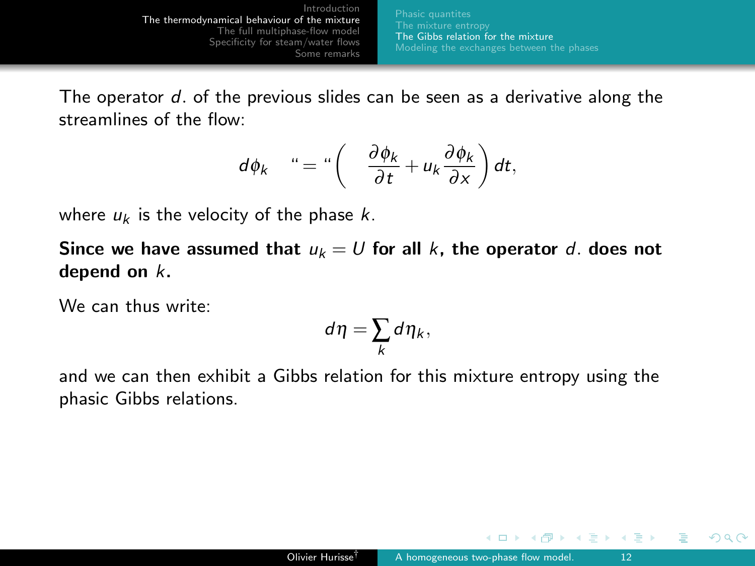The operator $d.$ of the previous slides can be seen as a derivative along the streamlines of the flow:

$$d\phi_k \quad `` = " \left( \quad \frac{\partial \phi_k}{\partial t} + u_k \frac{\partial \phi_k}{\partial x} \right) dt,$$

where $u_k$ is the velocity of the phase $k$.

**Since we have assumed that $u_k = U$ for all $k$, the operator $d.$ does not depend on $k$.**

We can thus write:

$$d\eta = \sum_k d\eta_k,$$

and we can then exhibit a Gibbs relation for this mixture entropy using the phasic Gibbs relations.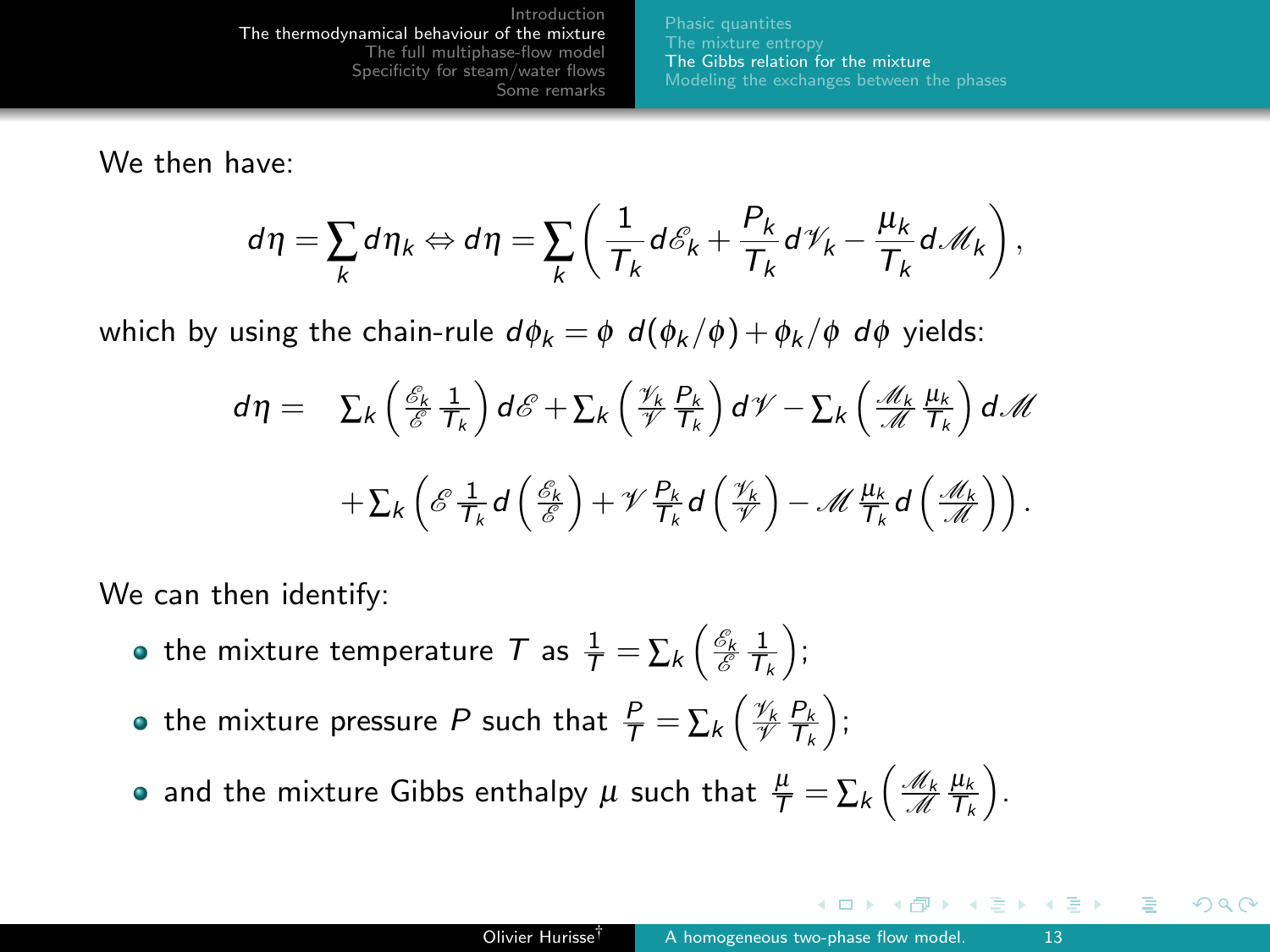We then have:

$$d\eta = \sum_k d\eta_k \Leftrightarrow d\eta = \sum_k \left( \frac{1}{T_k} d\mathscr{E}_k + \frac{P_k}{T_k} d\mathscr{V}_k - \frac{\mu_k}{T_k} d\mathscr{M}_k \right),$$

which by using the chain-rule $d\phi_k = \phi \ d(\phi_k/\phi) + \phi_k/\phi \ d\phi$ yields:

$$\begin{aligned} d\eta = \quad & \sum_k \left( \tfrac{\mathscr{E}_k}{\mathscr{E}} \tfrac{1}{T_k} \right) d\mathscr{E} + \sum_k \left( \tfrac{\mathscr{V}_k}{\mathscr{V}} \tfrac{P_k}{T_k} \right) d\mathscr{V} - \sum_k \left( \tfrac{\mathscr{M}_k}{\mathscr{M}} \tfrac{\mu_k}{T_k} \right) d\mathscr{M} \\ & + \sum_k \left( \mathscr{E} \tfrac{1}{T_k} d\left( \tfrac{\mathscr{E}_k}{\mathscr{E}} \right) + \mathscr{V} \tfrac{P_k}{T_k} d\left( \tfrac{\mathscr{V}_k}{\mathscr{V}} \right) - \mathscr{M} \tfrac{\mu_k}{T_k} d\left( \tfrac{\mathscr{M}_k}{\mathscr{M}} \right) \right). \end{aligned}$$

We can then identify:

- the mixture temperature $T$ as $\frac{1}{T} = \sum_k \left( \frac{\mathscr{E}_k}{\mathscr{E}} \frac{1}{T_k} \right)$;
- the mixture pressure $P$ such that $\frac{P}{T} = \sum_k \left( \frac{\mathscr{V}_k}{\mathscr{V}} \frac{P_k}{T_k} \right)$;
- and the mixture Gibbs enthalpy $\mu$ such that $\frac{\mu}{T} = \sum_k \left( \frac{\mathscr{M}_k}{\mathscr{M}} \frac{\mu_k}{T_k} \right)$.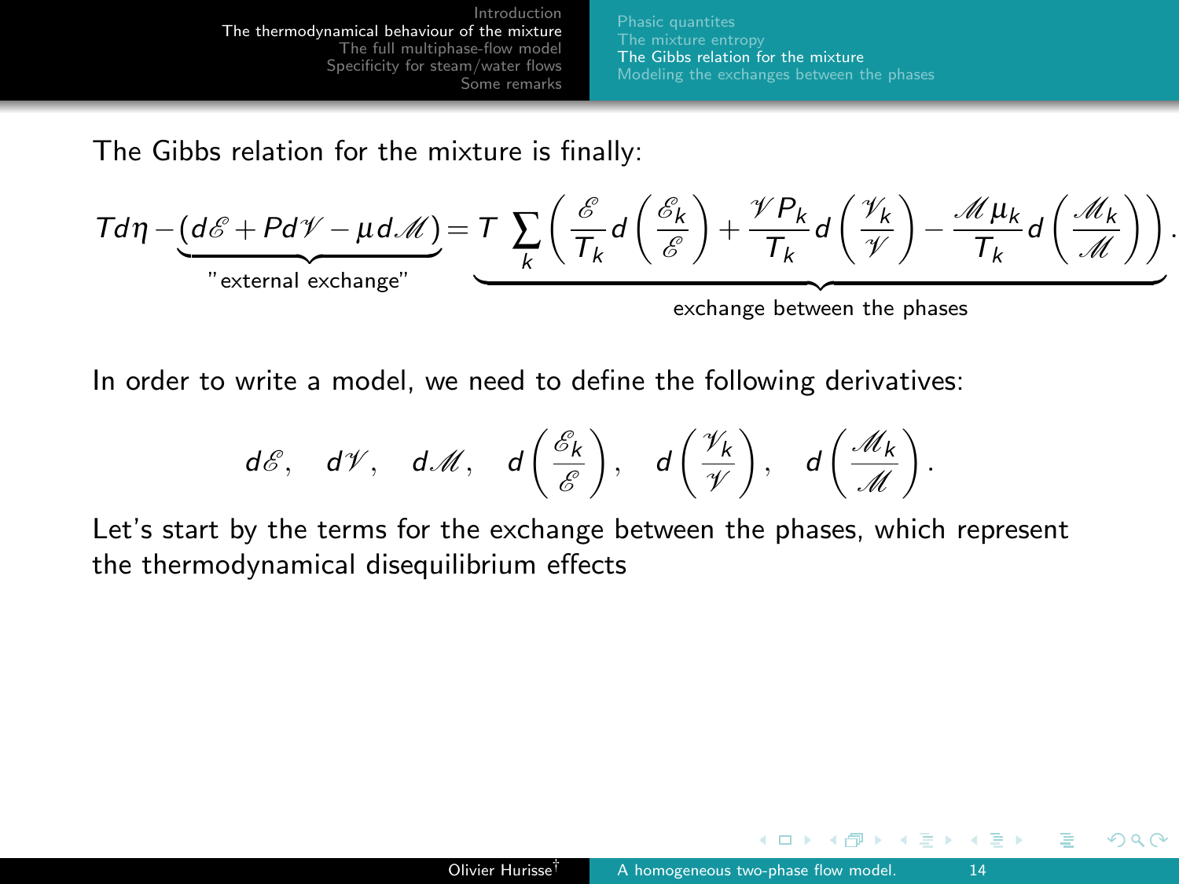The Gibbs relation for the mixture is finally:

$$T d\eta - \underbrace{\left(d\mathscr{E} + P d\mathscr{V} - \mu d\mathscr{M}\right)}_{\text{"external exchange"}} = \underbrace{T \sum_k \left( \frac{\mathscr{E}}{T_k} d\left(\frac{\mathscr{E}_k}{\mathscr{E}}\right) + \frac{\mathscr{V} P_k}{T_k} d\left(\frac{\mathscr{V}_k}{\mathscr{V}}\right) - \frac{\mathscr{M}\mu_k}{T_k} d\left(\frac{\mathscr{M}_k}{\mathscr{M}}\right)\right)}_{\text{exchange between the phases}}.$$

In order to write a model, we need to define the following derivatives:

$$d\mathscr{E}, \quad d\mathscr{V}, \quad d\mathscr{M}, \quad d\left(\frac{\mathscr{E}_k}{\mathscr{E}}\right), \quad d\left(\frac{\mathscr{V}_k}{\mathscr{V}}\right), \quad d\left(\frac{\mathscr{M}_k}{\mathscr{M}}\right).$$

Let's start by the terms for the exchange between the phases, which represent the thermodynamical disequilibrium effects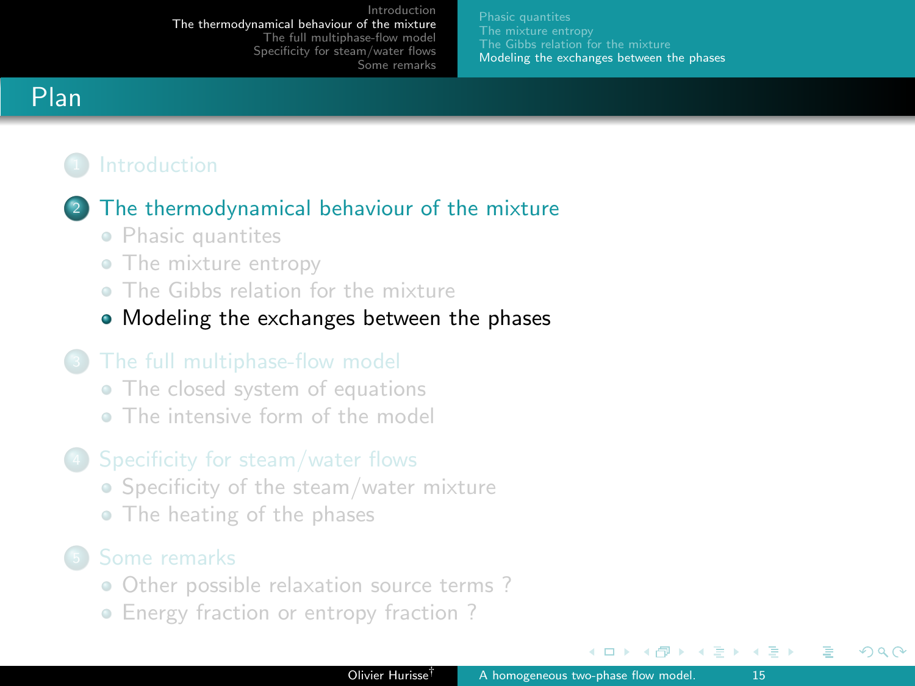# Plan

1. Introduction

2. The thermodynamical behaviour of the mixture
   - Phasic quantites
   - The mixture entropy
   - The Gibbs relation for the mixture
   - Modeling the exchanges between the phases

3. The full multiphase-flow model
   - The closed system of equations
   - The intensive form of the model

4. Specificity for steam/water flows
   - Specificity of the steam/water mixture
   - The heating of the phases

5. Some remarks
   - Other possible relaxation source terms ?
   - Energy fraction or entropy fraction ?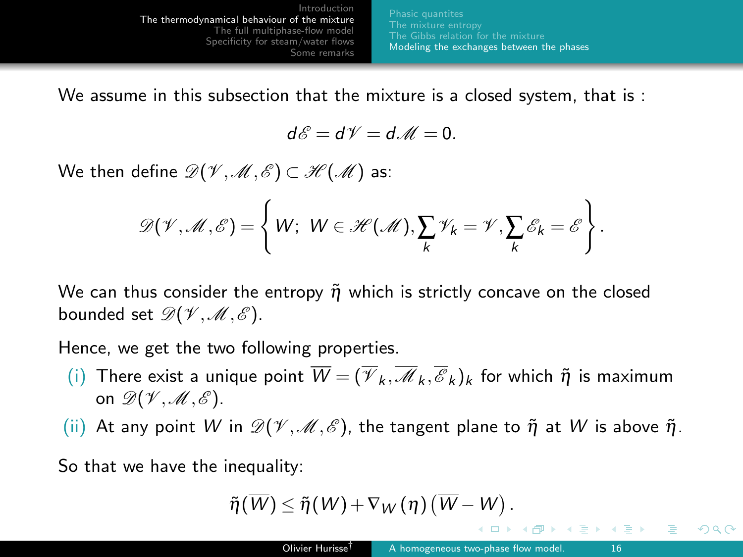We assume in this subsection that the mixture is a closed system, that is :

$$d\mathscr{E} = d\mathscr{V} = d\mathscr{M} = 0.$$

We then define $\mathscr{D}(\mathscr{V},\mathscr{M},\mathscr{E}) \subset \mathscr{H}(\mathscr{M})$ as:

$$\mathscr{D}(\mathscr{V},\mathscr{M},\mathscr{E}) = \left\{ W;\ W \in \mathscr{H}(\mathscr{M}), \sum_k \mathscr{V}_k = \mathscr{V}, \sum_k \mathscr{E}_k = \mathscr{E} \right\}.$$

We can thus consider the entropy $\tilde{\eta}$ which is strictly concave on the closed bounded set $\mathscr{D}(\mathscr{V},\mathscr{M},\mathscr{E})$.

Hence, we get the two following properties.

(i) There exist a unique point $\overline{W} = (\overline{\mathscr{V}}_k, \overline{\mathscr{M}}_k, \overline{\mathscr{E}}_k)_k$ for which $\tilde{\eta}$ is maximum on $\mathscr{D}(\mathscr{V},\mathscr{M},\mathscr{E})$.

(ii) At any point $W$ in $\mathscr{D}(\mathscr{V},\mathscr{M},\mathscr{E})$, the tangent plane to $\tilde{\eta}$ at $W$ is above $\tilde{\eta}$.

So that we have the inequality:

$$\tilde{\eta}(\overline{W}) \leq \tilde{\eta}(W) + \nabla_W(\eta)\left(\overline{W} - W\right).$$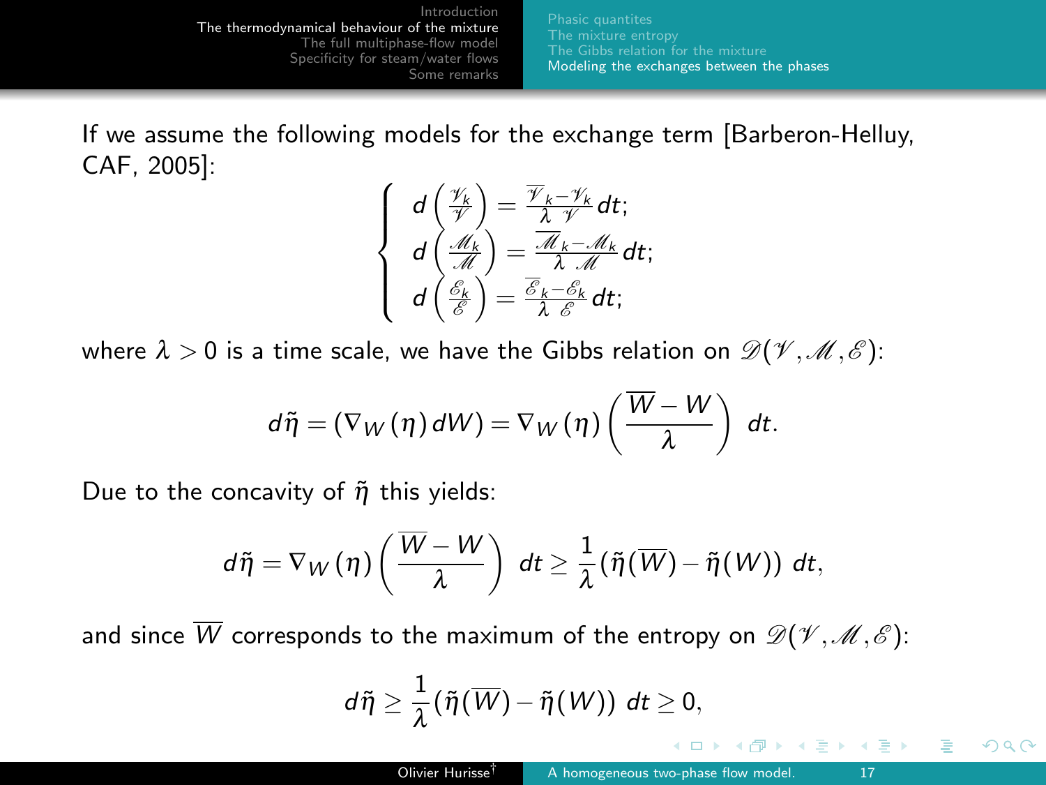If we assume the following models for the exchange term [Barberon-Helluy, CAF, 2005]:

$$
\left\{
\begin{array}{l}
d\left(\frac{\mathscr{V}_k}{\mathscr{V}}\right) = \frac{\overline{\mathscr{V}}_k - \mathscr{V}_k}{\lambda \ \mathscr{V}} dt; \\
d\left(\frac{\mathscr{M}_k}{\mathscr{M}}\right) = \frac{\overline{\mathscr{M}}_k - \mathscr{M}_k}{\lambda \ \mathscr{M}} dt; \\
d\left(\frac{\mathscr{E}_k}{\mathscr{E}}\right) = \frac{\overline{\mathscr{E}}_k - \mathscr{E}_k}{\lambda \ \mathscr{E}} dt;
\end{array}
\right.
$$

where $\lambda > 0$ is a time scale, we have the Gibbs relation on $\mathscr{D}(\mathscr{V}, \mathscr{M}, \mathscr{E})$:

$$
d\tilde{\eta} = (\nabla_W(\eta)\, dW) = \nabla_W(\eta) \left( \frac{\overline{W} - W}{\lambda} \right) \ dt.
$$

Due to the concavity of $\tilde{\eta}$ this yields:

$$
d\tilde{\eta} = \nabla_W(\eta) \left( \frac{\overline{W} - W}{\lambda} \right) \ dt \geq \frac{1}{\lambda} (\tilde{\eta}(\overline{W}) - \tilde{\eta}(W)) \ dt,
$$

and since $\overline{W}$ corresponds to the maximum of the entropy on $\mathscr{D}(\mathscr{V}, \mathscr{M}, \mathscr{E})$:

$$
d\tilde{\eta} \geq \frac{1}{\lambda} (\tilde{\eta}(\overline{W}) - \tilde{\eta}(W)) \ dt \geq 0,
$$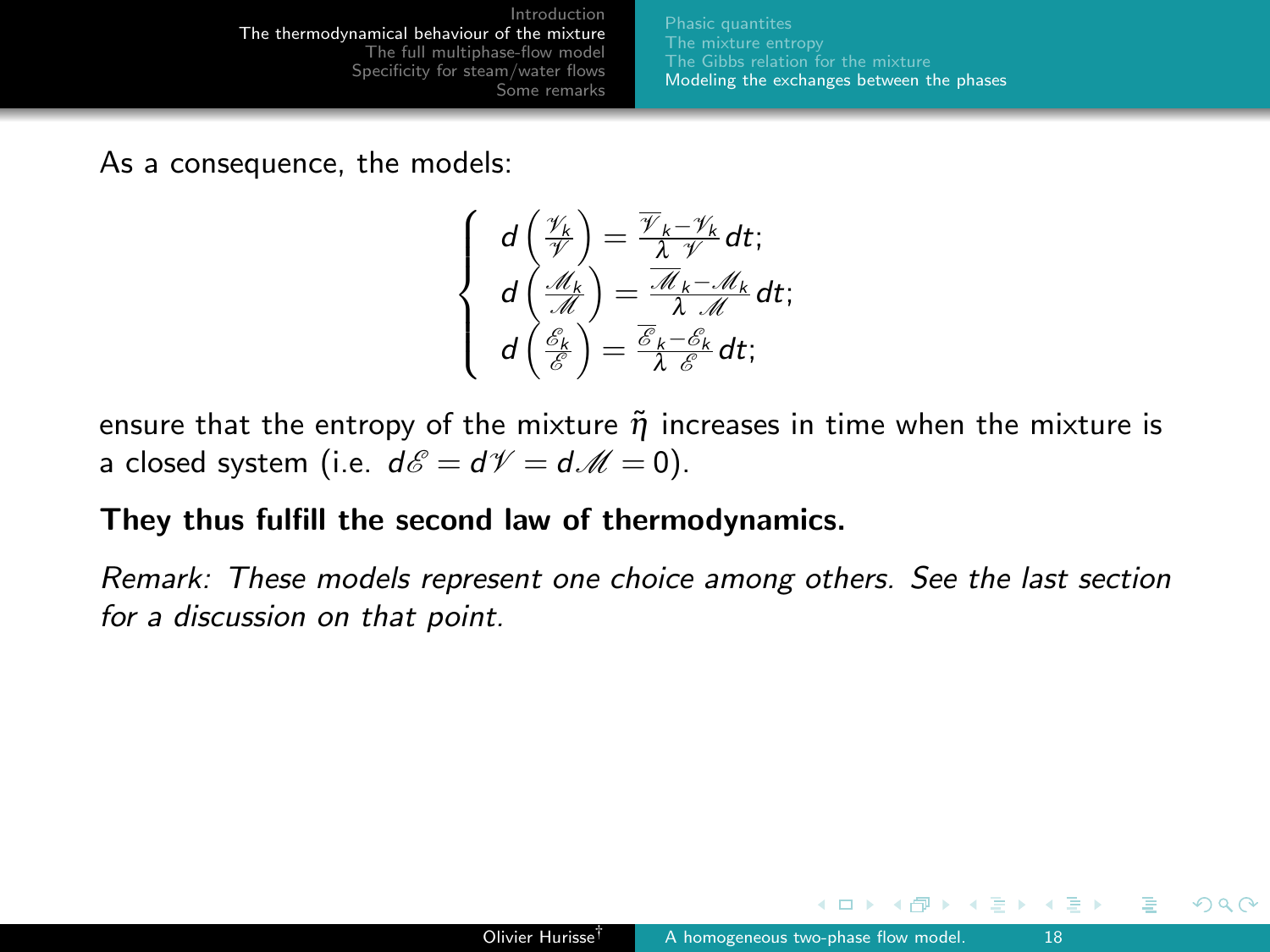As a consequence, the models:

$$
\left\{
\begin{array}{l}
d\left(\frac{\mathscr{V}_k}{\mathscr{V}}\right) = \frac{\overline{\mathscr{V}}_k - \mathscr{V}_k}{\lambda \ \mathscr{V}} dt; \\
d\left(\frac{\mathscr{M}_k}{\mathscr{M}}\right) = \frac{\overline{\mathscr{M}}_k - \mathscr{M}_k}{\lambda \ \mathscr{M}} dt; \\
d\left(\frac{\mathscr{E}_k}{\mathscr{E}}\right) = \frac{\overline{\mathscr{E}}_k - \mathscr{E}_k}{\lambda \ \mathscr{E}} dt;
\end{array}
\right.
$$

ensure that the entropy of the mixture $\tilde{\eta}$ increases in time when the mixture is a closed system (i.e. $d\mathscr{E} = d\mathscr{V} = d\mathscr{M} = 0$).

**They thus fulfill the second law of thermodynamics.**

*Remark: These models represent one choice among others. See the last section for a discussion on that point.*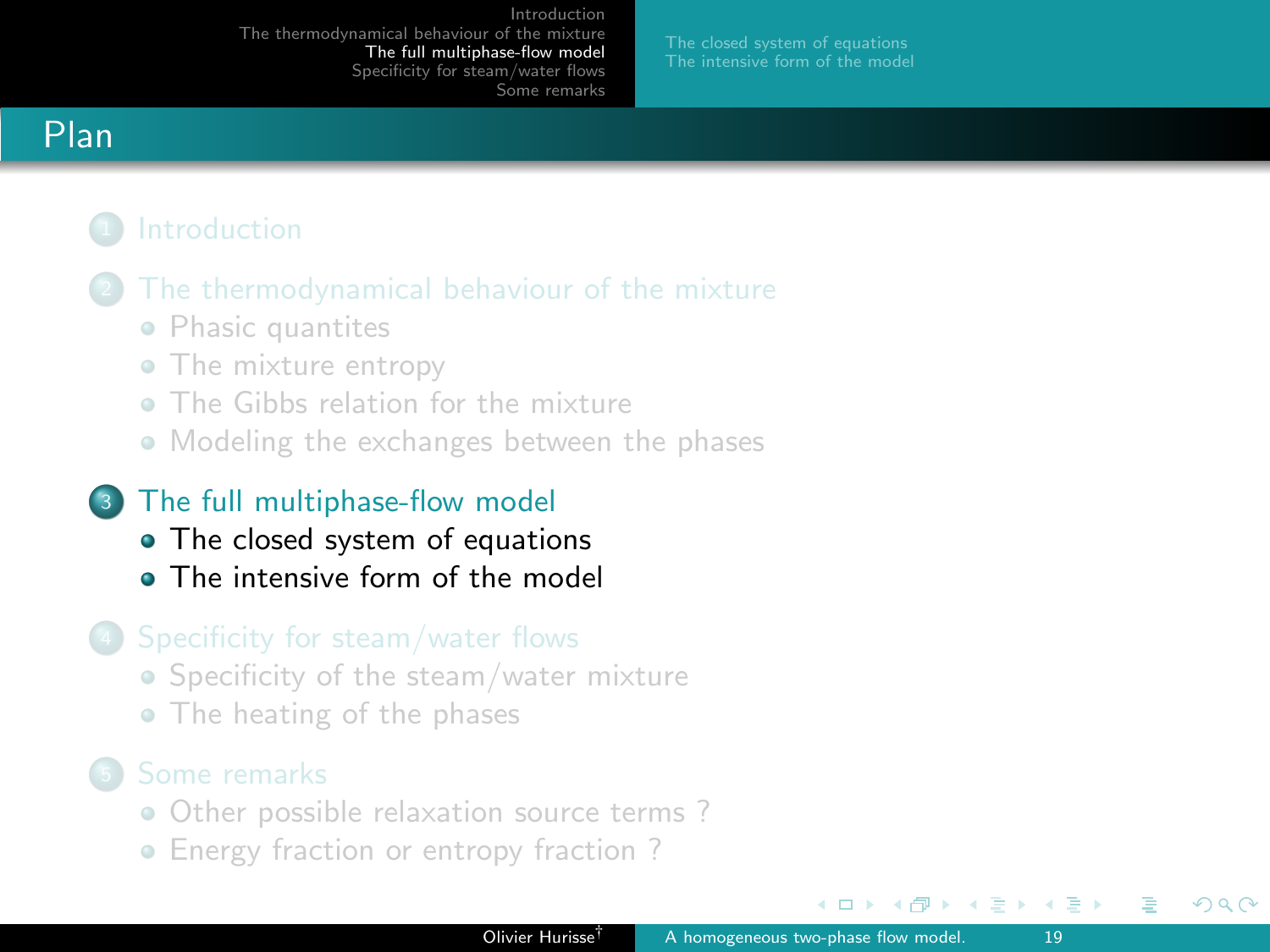## Plan

1. Introduction
2. The thermodynamical behaviour of the mixture
   - Phasic quantites
   - The mixture entropy
   - The Gibbs relation for the mixture
   - Modeling the exchanges between the phases
3. The full multiphase-flow model
   - The closed system of equations
   - The intensive form of the model
4. Specificity for steam/water flows
   - Specificity of the steam/water mixture
   - The heating of the phases
5. Some remarks
   - Other possible relaxation source terms ?
   - Energy fraction or entropy fraction ?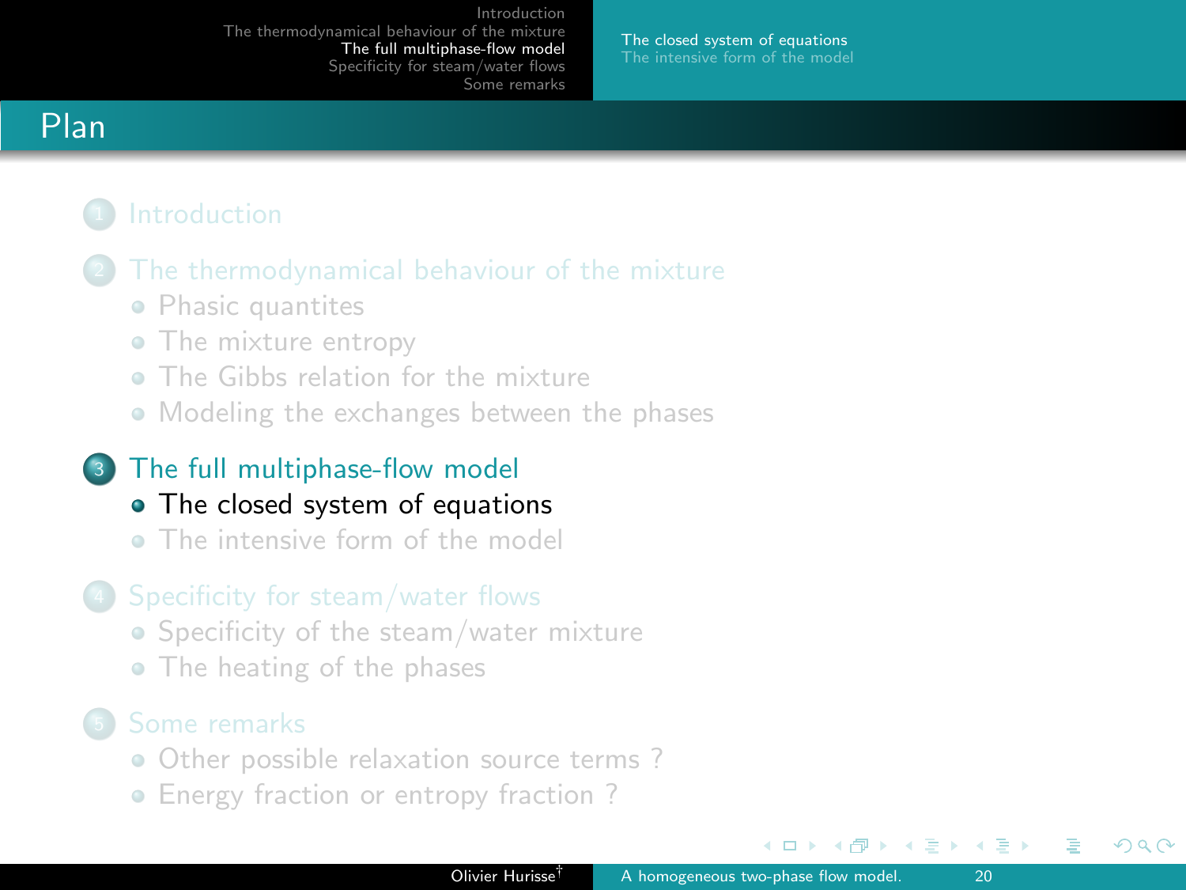# Plan

1. Introduction
2. The thermodynamical behaviour of the mixture
   - Phasic quantites
   - The mixture entropy
   - The Gibbs relation for the mixture
   - Modeling the exchanges between the phases
3. The full multiphase-flow model
   - **The closed system of equations**
   - The intensive form of the model
4. Specificity for steam/water flows
   - Specificity of the steam/water mixture
   - The heating of the phases
5. Some remarks
   - Other possible relaxation source terms ?
   - Energy fraction or entropy fraction ?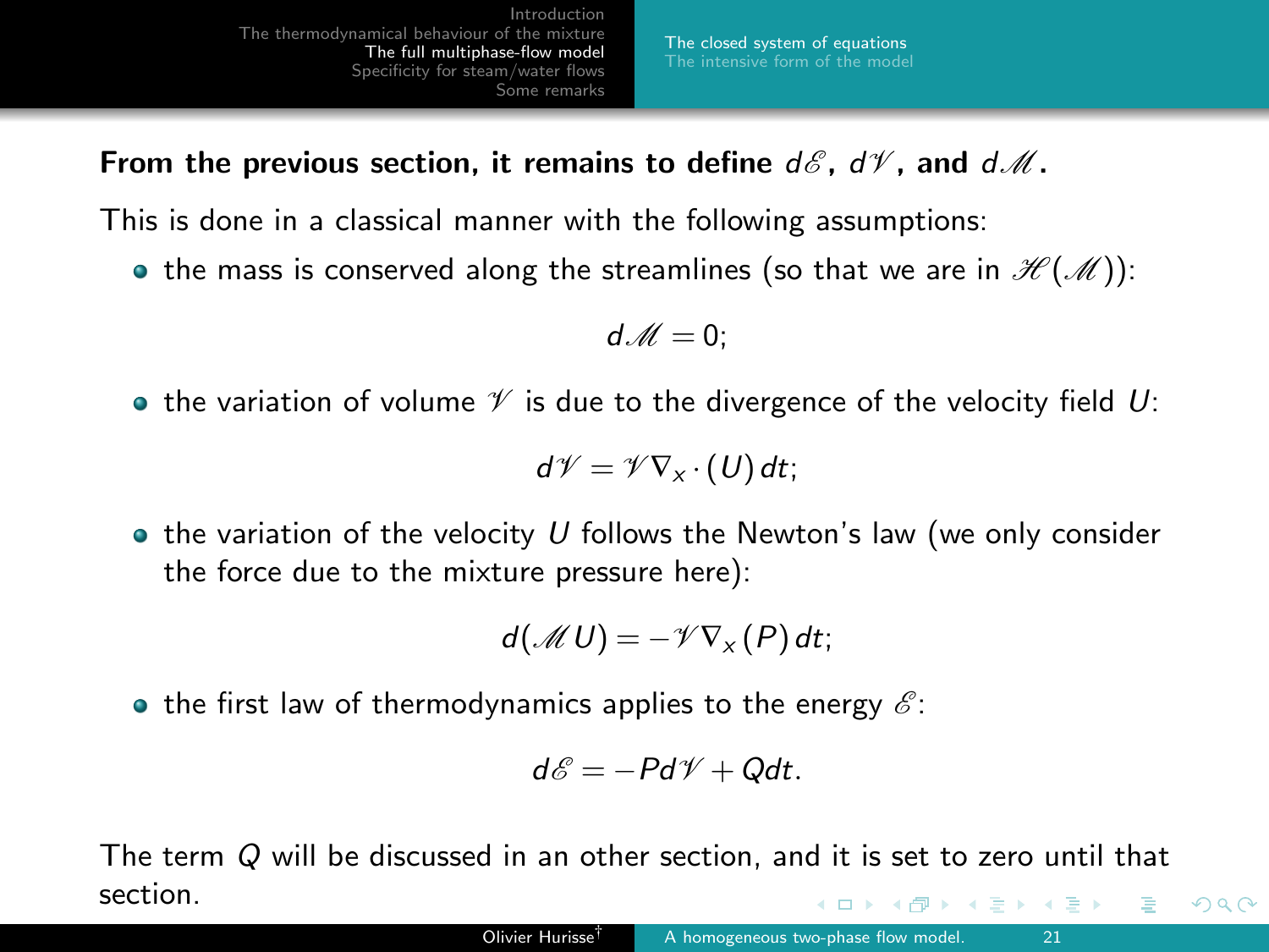**From the previous section, it remains to define $d\mathscr{E}$, $d\mathscr{V}$, and $d\mathscr{M}$.**

This is done in a classical manner with the following assumptions:

- the mass is conserved along the streamlines (so that we are in $\mathscr{H}(\mathscr{M})$):

$$d\mathscr{M} = 0;$$

- the variation of volume $\mathscr{V}$ is due to the divergence of the velocity field $U$:

$$d\mathscr{V} = \mathscr{V}\nabla_x \cdot (U)\, dt;$$

- the variation of the velocity $U$ follows the Newton's law (we only consider the force due to the mixture pressure here):

$$d(\mathscr{M}U) = -\mathscr{V}\nabla_x (P)\, dt;$$

- the first law of thermodynamics applies to the energy $\mathscr{E}$:

$$d\mathscr{E} = -Pd\mathscr{V} + Qdt.$$

The term $Q$ will be discussed in an other section, and it is set to zero until that section.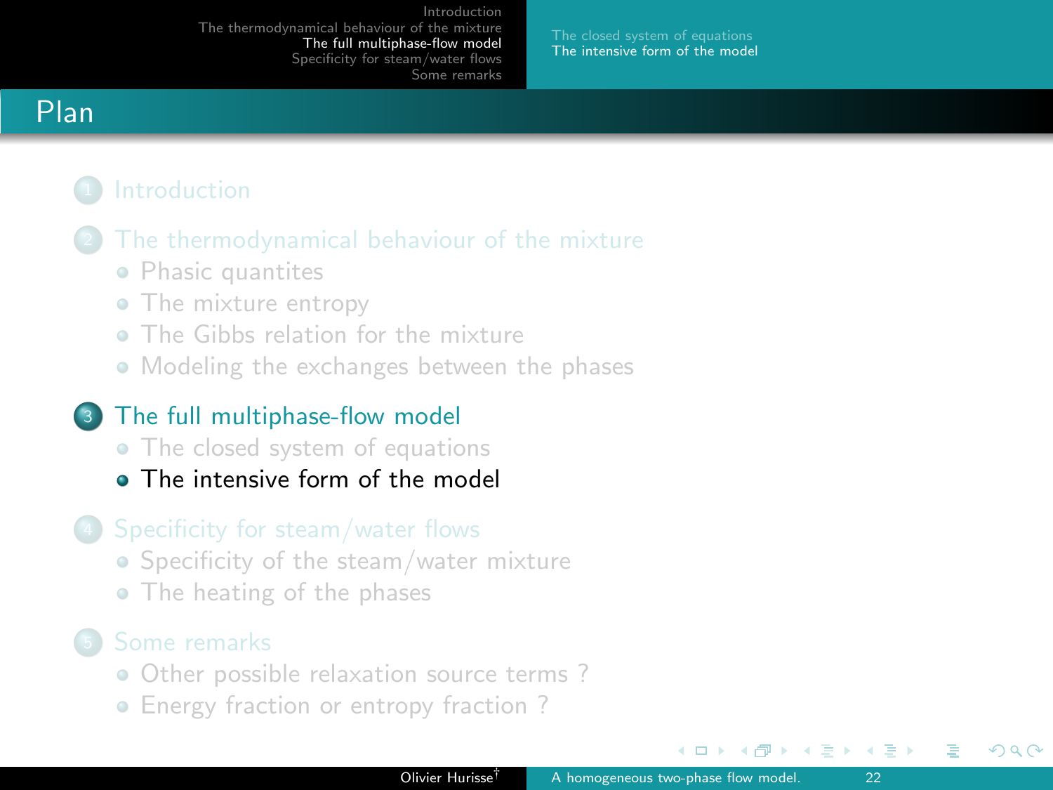# Plan

1. Introduction
2. The thermodynamical behaviour of the mixture
   - Phasic quantites
   - The mixture entropy
   - The Gibbs relation for the mixture
   - Modeling the exchanges between the phases
3. The full multiphase-flow model
   - The closed system of equations
   - The intensive form of the model
4. Specificity for steam/water flows
   - Specificity of the steam/water mixture
   - The heating of the phases
5. Some remarks
   - Other possible relaxation source terms ?
   - Energy fraction or entropy fraction ?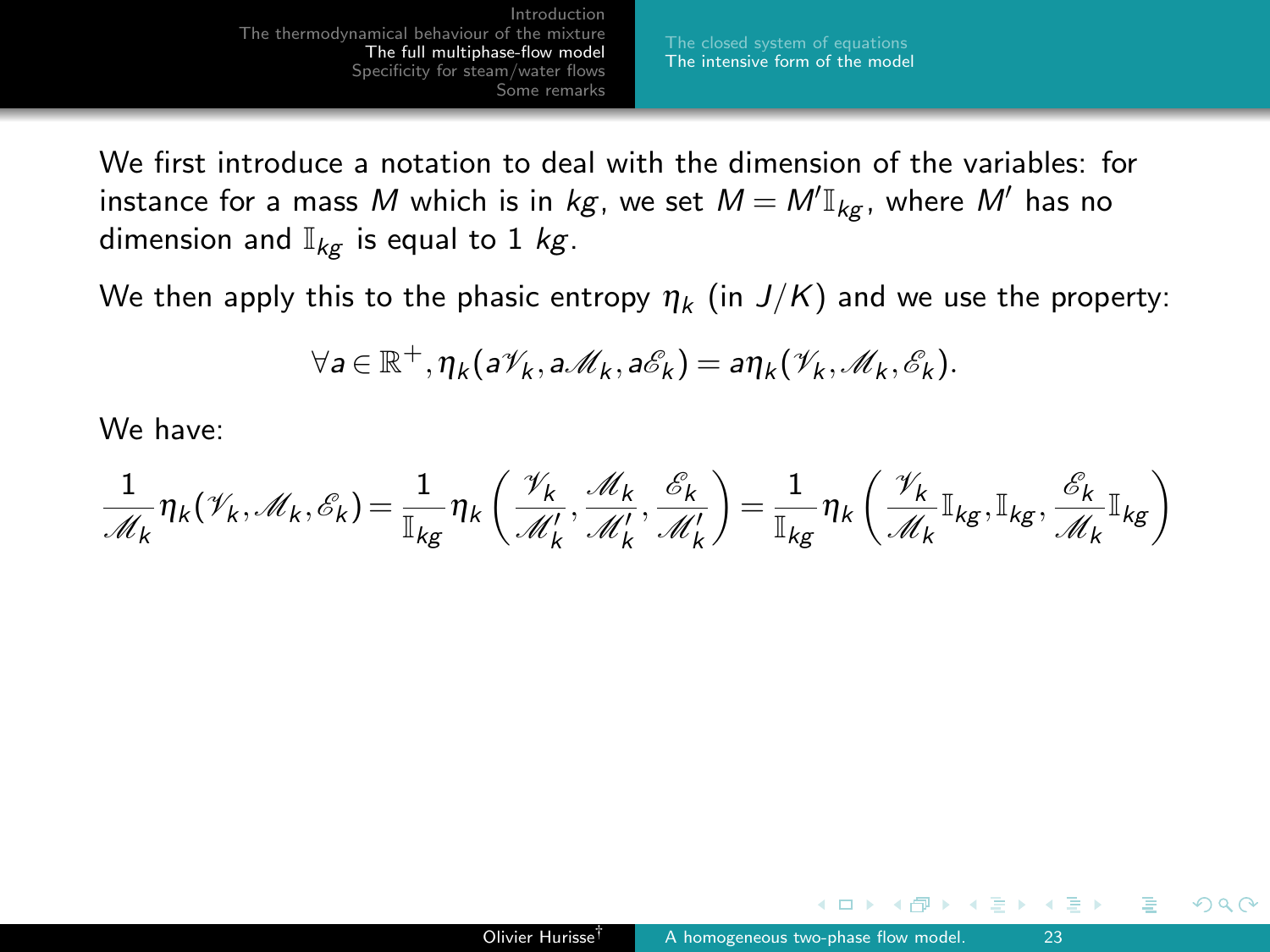We first introduce a notation to deal with the dimension of the variables: for instance for a mass $M$ which is in $kg$, we set $M = M'\mathbb{I}_{kg}$, where $M'$ has no dimension and $\mathbb{I}_{kg}$ is equal to 1 $kg$.

We then apply this to the phasic entropy $\eta_k$ (in $J/K$) and we use the property:

$$\forall a \in \mathbb{R}^+, \eta_k(a\mathscr{V}_k, a\mathscr{M}_k, a\mathscr{E}_k) = a\eta_k(\mathscr{V}_k, \mathscr{M}_k, \mathscr{E}_k).$$

We have:

$$\frac{1}{\mathscr{M}_k}\eta_k(\mathscr{V}_k, \mathscr{M}_k, \mathscr{E}_k) = \frac{1}{\mathbb{I}_{kg}}\eta_k\left(\frac{\mathscr{V}_k}{\mathscr{M}'_k}, \frac{\mathscr{M}_k}{\mathscr{M}'_k}, \frac{\mathscr{E}_k}{\mathscr{M}'_k}\right) = \frac{1}{\mathbb{I}_{kg}}\eta_k\left(\frac{\mathscr{V}_k}{\mathscr{M}_k}\mathbb{I}_{kg}, \mathbb{I}_{kg}, \frac{\mathscr{E}_k}{\mathscr{M}_k}\mathbb{I}_{kg}\right)$$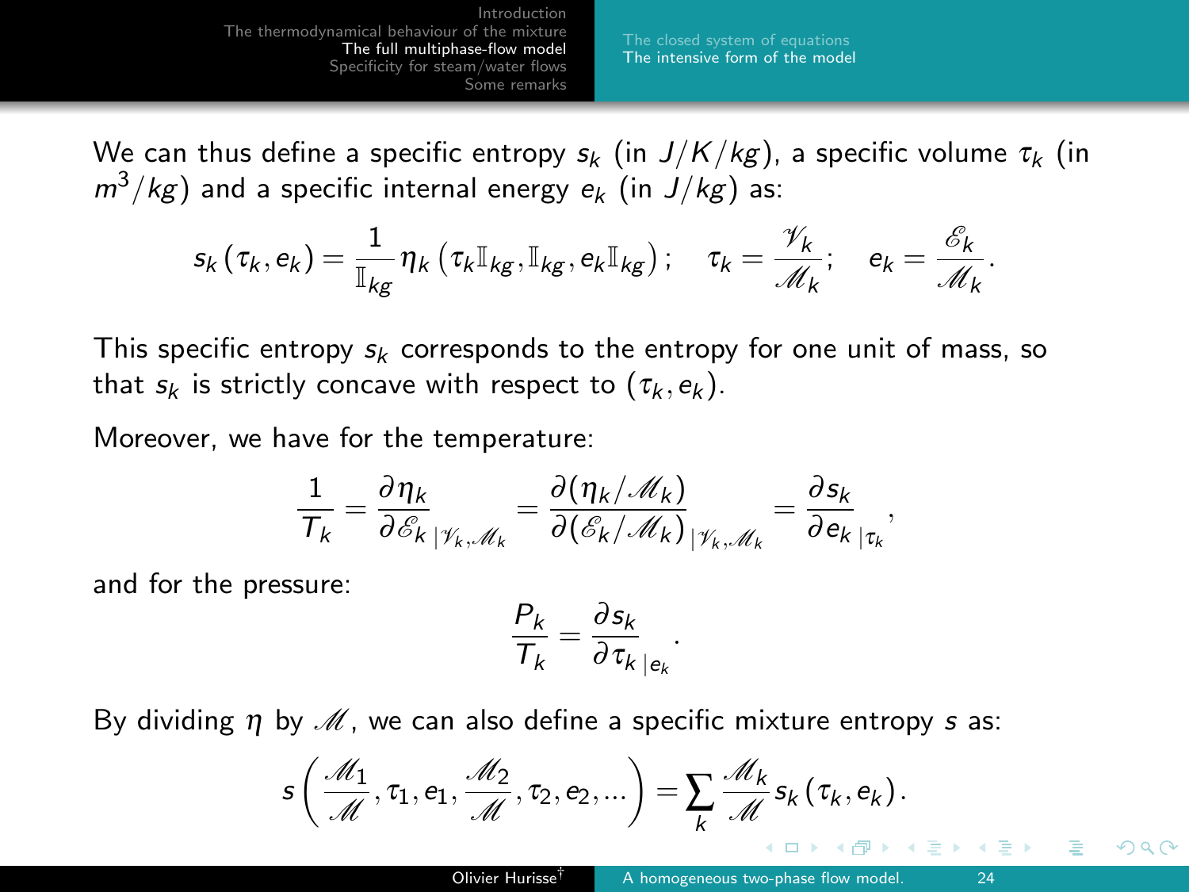We can thus define a specific entropy $s_k$ (in $J/K/kg$), a specific volume $\tau_k$ (in $m^3/kg$) and a specific internal energy $e_k$ (in $J/kg$) as:

$$s_k(\tau_k, e_k) = \frac{1}{\mathbb{I}_{kg}} \eta_k(\tau_k \mathbb{I}_{kg}, \mathbb{I}_{kg}, e_k \mathbb{I}_{kg}); \quad \tau_k = \frac{\mathscr{V}_k}{\mathscr{M}_k}; \quad e_k = \frac{\mathscr{E}_k}{\mathscr{M}_k}.$$

This specific entropy $s_k$ corresponds to the entropy for one unit of mass, so that $s_k$ is strictly concave with respect to $(\tau_k, e_k)$.

Moreover, we have for the temperature:

$$\frac{1}{T_k} = \frac{\partial \eta_k}{\partial \mathscr{E}_k}_{|\mathscr{V}_k, \mathscr{M}_k} = \frac{\partial (\eta_k/\mathscr{M}_k)}{\partial (\mathscr{E}_k/\mathscr{M}_k)}_{|\mathscr{V}_k, \mathscr{M}_k} = \frac{\partial s_k}{\partial e_k}_{|\tau_k},$$

and for the pressure:

$$\frac{P_k}{T_k} = \frac{\partial s_k}{\partial \tau_k}_{|e_k}.$$

By dividing $\eta$ by $\mathscr{M}$, we can also define a specific mixture entropy $s$ as:

$$s\left(\frac{\mathscr{M}_1}{\mathscr{M}}, \tau_1, e_1, \frac{\mathscr{M}_2}{\mathscr{M}}, \tau_2, e_2, ...\right) = \sum_k \frac{\mathscr{M}_k}{\mathscr{M}} s_k(\tau_k, e_k).$$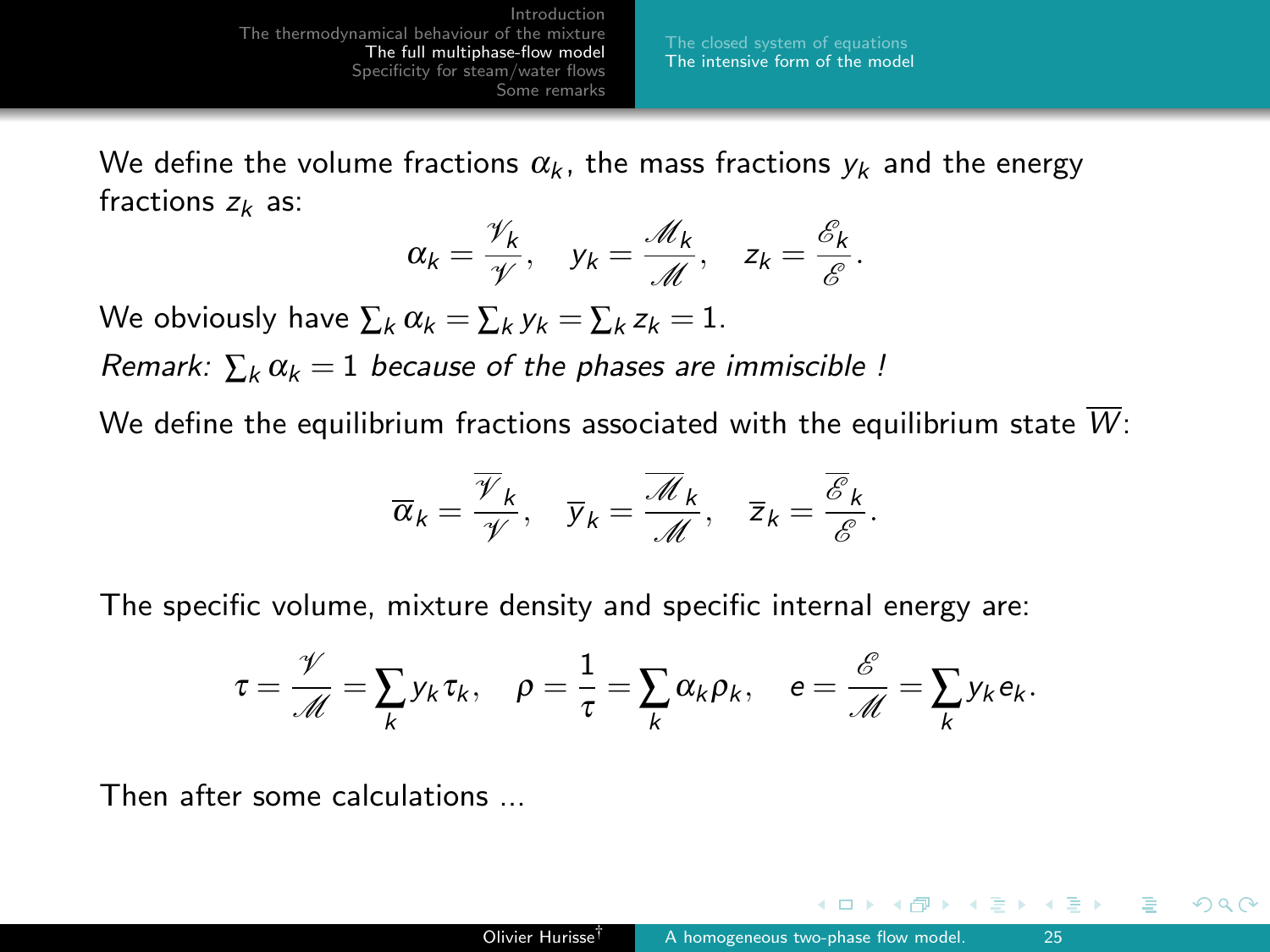We define the volume fractions $\alpha_k$, the mass fractions $y_k$ and the energy fractions $z_k$ as:

$$\alpha_k = \frac{\mathscr{V}_k}{\mathscr{V}}, \quad y_k = \frac{\mathscr{M}_k}{\mathscr{M}}, \quad z_k = \frac{\mathscr{E}_k}{\mathscr{E}}.$$

We obviously have $\sum_k \alpha_k = \sum_k y_k = \sum_k z_k = 1$.

*Remark: $\sum_k \alpha_k = 1$ because of the phases are immiscible !*

We define the equilibrium fractions associated with the equilibrium state $\overline{W}$:

$$\overline{\alpha}_k = \frac{\overline{\mathscr{V}}_k}{\mathscr{V}}, \quad \overline{y}_k = \frac{\overline{\mathscr{M}}_k}{\mathscr{M}}, \quad \overline{z}_k = \frac{\overline{\mathscr{E}}_k}{\mathscr{E}}.$$

The specific volume, mixture density and specific internal energy are:

$$\tau = \frac{\mathscr{V}}{\mathscr{M}} = \sum_k y_k \tau_k, \quad \rho = \frac{1}{\tau} = \sum_k \alpha_k \rho_k, \quad e = \frac{\mathscr{E}}{\mathscr{M}} = \sum_k y_k e_k.$$

Then after some calculations ...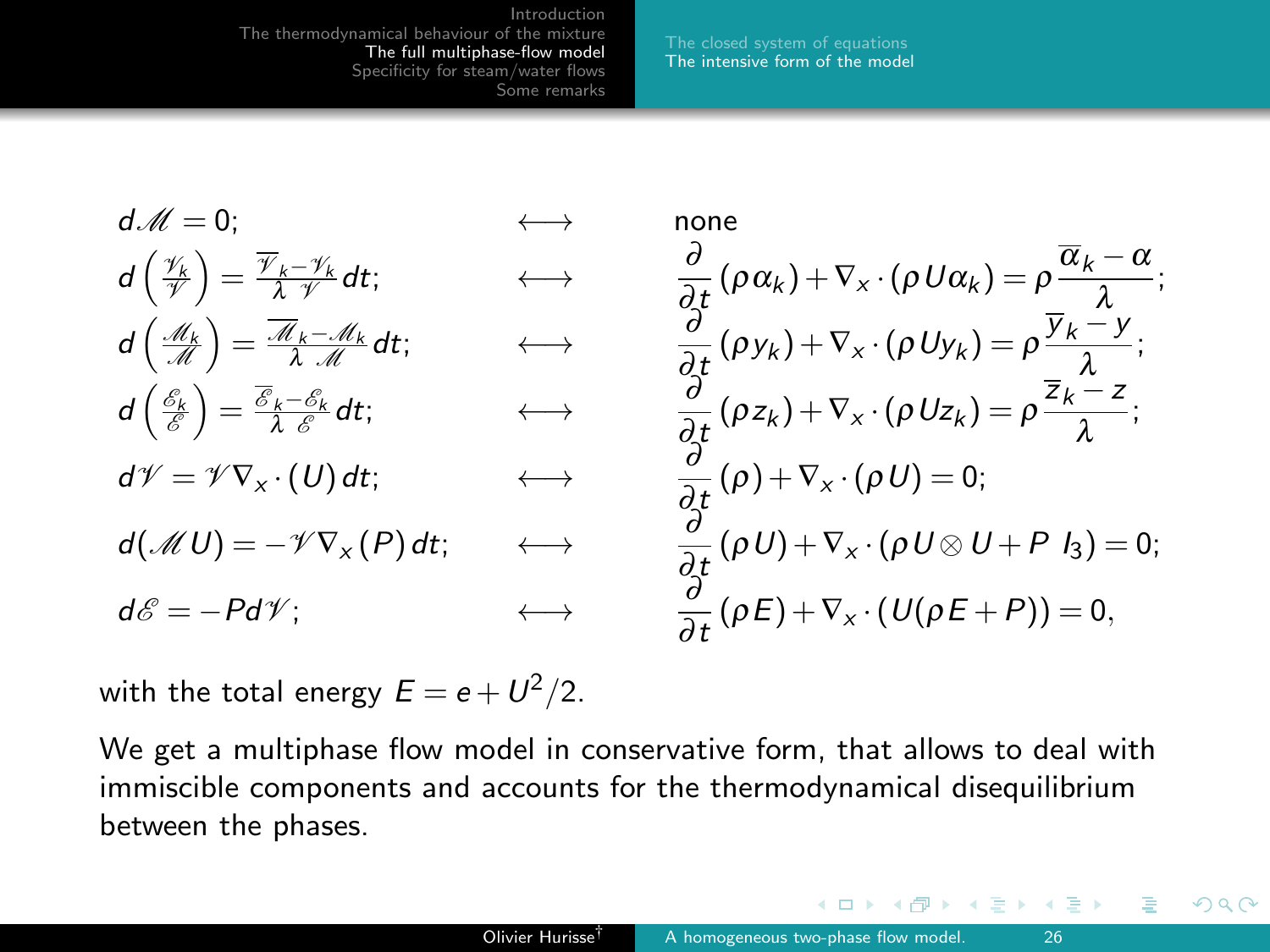$$
\begin{array}{lcl}
d\mathscr{M} = 0; & \longleftrightarrow & \text{none} \\
d\left(\frac{\mathscr{V}_k}{\mathscr{V}}\right) = \frac{\overline{\mathscr{V}}_k - \mathscr{V}_k}{\lambda \ \mathscr{V}} dt; & \longleftrightarrow & \frac{\partial}{\partial t}(\rho \alpha_k) + \nabla_x \cdot (\rho U \alpha_k) = \rho \frac{\overline{\alpha}_k - \alpha}{\lambda}; \\
d\left(\frac{\mathscr{M}_k}{\mathscr{M}}\right) = \frac{\overline{\mathscr{M}}_k - \mathscr{M}_k}{\lambda \ \mathscr{M}} dt; & \longleftrightarrow & \frac{\partial}{\partial t}(\rho y_k) + \nabla_x \cdot (\rho U y_k) = \rho \frac{\overline{y}_k - y}{\lambda}; \\
d\left(\frac{\mathscr{E}_k}{\mathscr{E}}\right) = \frac{\overline{\mathscr{E}}_k - \mathscr{E}_k}{\lambda \ \mathscr{E}} dt; & \longleftrightarrow & \frac{\partial}{\partial t}(\rho z_k) + \nabla_x \cdot (\rho U z_k) = \rho \frac{\overline{z}_k - z}{\lambda}; \\
d\mathscr{V} = \mathscr{V} \nabla_x \cdot (U)\, dt; & \longleftrightarrow & \frac{\partial}{\partial t}(\rho) + \nabla_x \cdot (\rho U) = 0; \\
d(\mathscr{M} U) = -\mathscr{V} \nabla_x (P)\, dt; & \longleftrightarrow & \frac{\partial}{\partial t}(\rho U) + \nabla_x \cdot (\rho U \otimes U + P \ I_3) = 0; \\
d\mathscr{E} = -P d\mathscr{V}; & \longleftrightarrow & \frac{\partial}{\partial t}(\rho E) + \nabla_x \cdot (U(\rho E + P)) = 0,
\end{array}
$$

with the total energy $E = e + U^2/2$.

We get a multiphase flow model in conservative form, that allows to deal with immiscible components and accounts for the thermodynamical disequilibrium between the phases.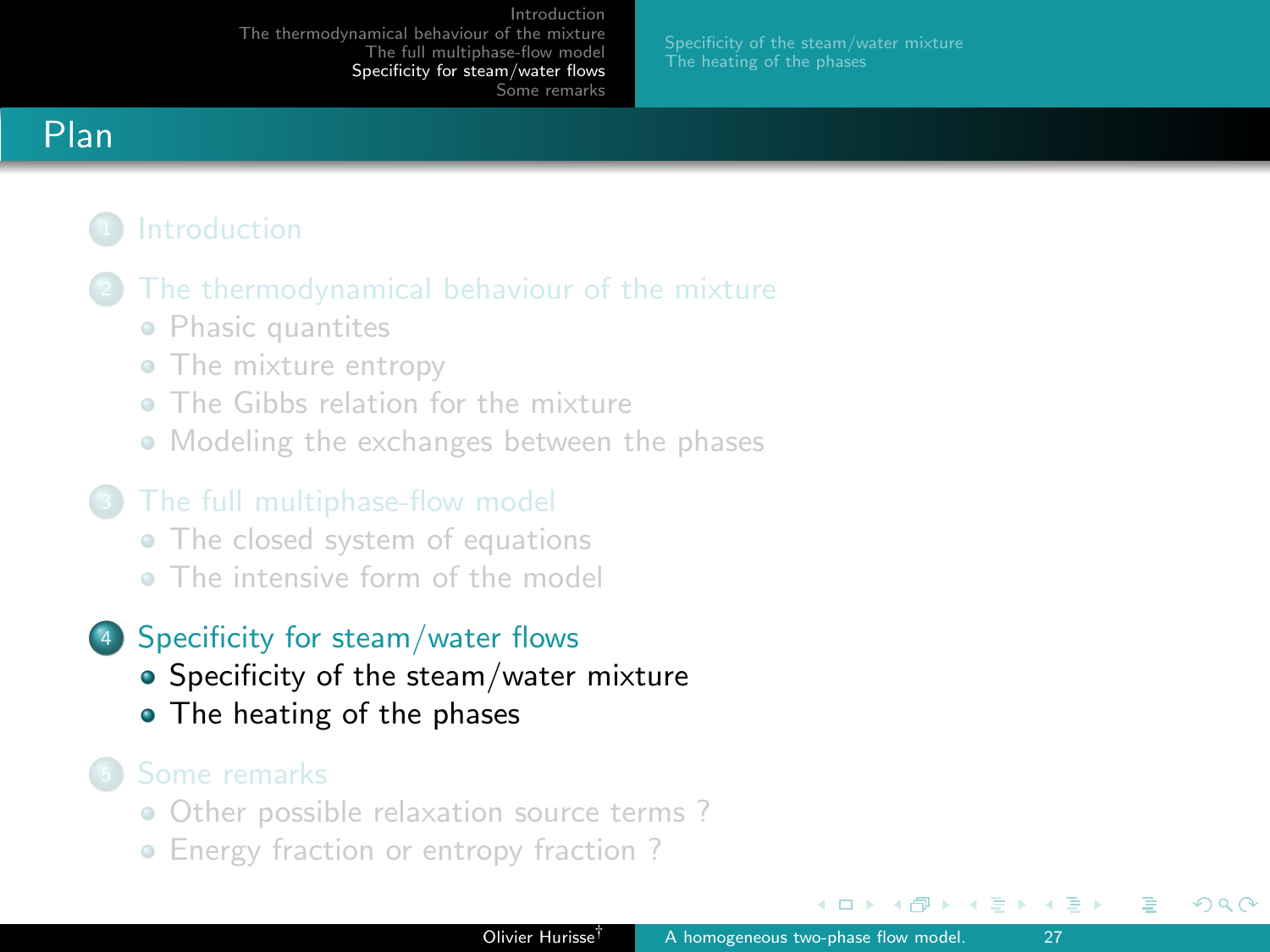# Plan

1. Introduction
2. The thermodynamical behaviour of the mixture
   - Phasic quantites
   - The mixture entropy
   - The Gibbs relation for the mixture
   - Modeling the exchanges between the phases
3. The full multiphase-flow model
   - The closed system of equations
   - The intensive form of the model
4. Specificity for steam/water flows
   - Specificity of the steam/water mixture
   - The heating of the phases
5. Some remarks
   - Other possible relaxation source terms ?
   - Energy fraction or entropy fraction ?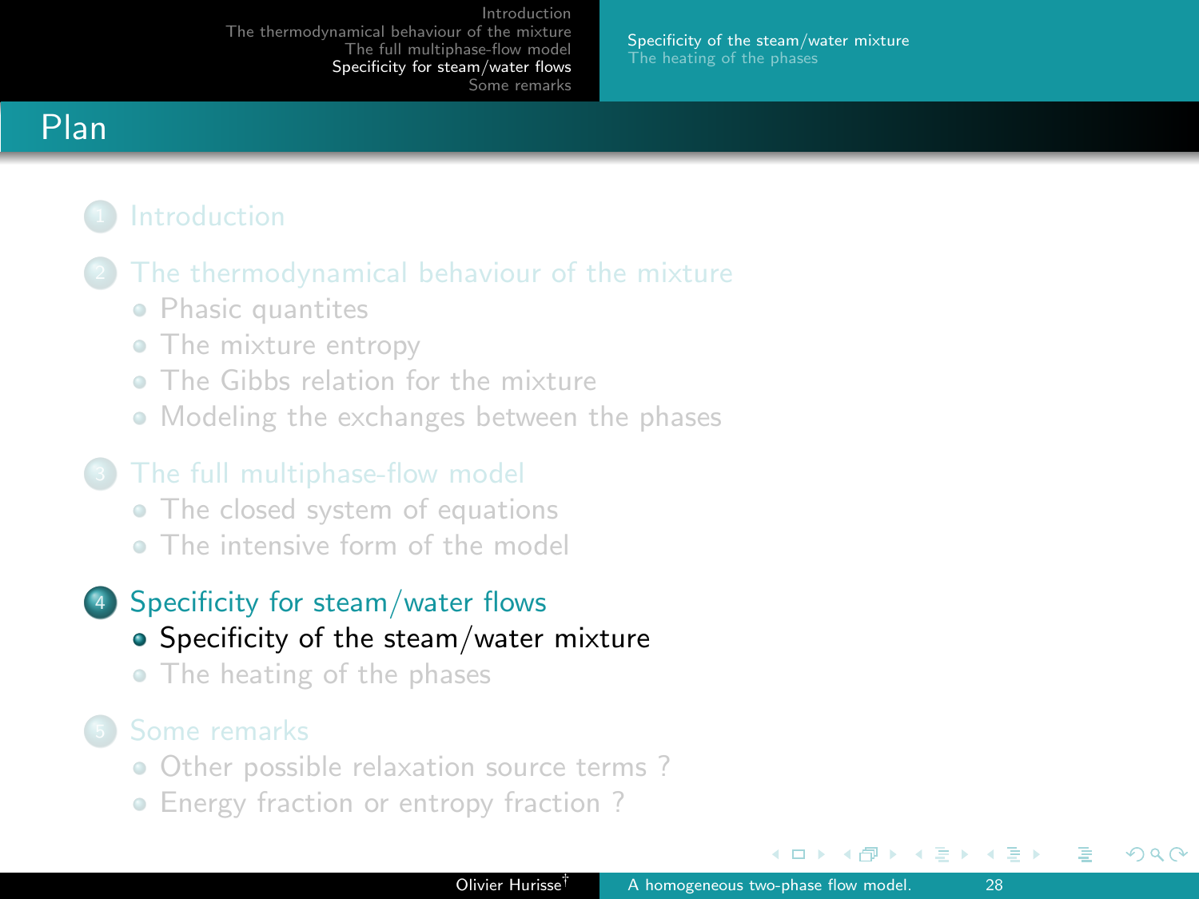# Plan

1. Introduction
2. The thermodynamical behaviour of the mixture
   - Phasic quantites
   - The mixture entropy
   - The Gibbs relation for the mixture
   - Modeling the exchanges between the phases
3. The full multiphase-flow model
   - The closed system of equations
   - The intensive form of the model
4. Specificity for steam/water flows
   - Specificity of the steam/water mixture
   - The heating of the phases
5. Some remarks
   - Other possible relaxation source terms ?
   - Energy fraction or entropy fraction ?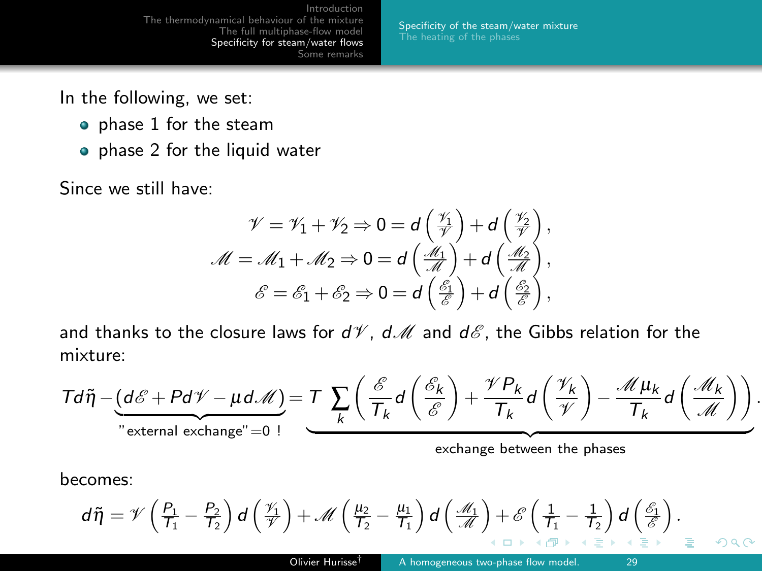In the following, we set:

- phase 1 for the steam
- phase 2 for the liquid water

Since we still have:

$$
\begin{aligned}
\mathscr{V} = \mathscr{V}_1 + \mathscr{V}_2 &\Rightarrow 0 = d\left(\frac{\mathscr{V}_1}{\mathscr{V}}\right) + d\left(\frac{\mathscr{V}_2}{\mathscr{V}}\right),\\
\mathscr{M} = \mathscr{M}_1 + \mathscr{M}_2 &\Rightarrow 0 = d\left(\frac{\mathscr{M}_1}{\mathscr{M}}\right) + d\left(\frac{\mathscr{M}_2}{\mathscr{M}}\right),\\
\mathscr{E} = \mathscr{E}_1 + \mathscr{E}_2 &\Rightarrow 0 = d\left(\frac{\mathscr{E}_1}{\mathscr{E}}\right) + d\left(\frac{\mathscr{E}_2}{\mathscr{E}}\right),
\end{aligned}
$$

and thanks to the closure laws for $d\mathscr{V}$, $d\mathscr{M}$ and $d\mathscr{E}$, the Gibbs relation for the mixture:

$$
Td\tilde{\eta} - \underbrace{(d\mathscr{E} + Pd\mathscr{V} - \mu d\mathscr{M})}_{\text{"external exchange"}=0\ !} = \underbrace{T\sum_k \left( \frac{\mathscr{E}}{T_k} d\left(\frac{\mathscr{E}_k}{\mathscr{E}}\right) + \frac{\mathscr{V} P_k}{T_k} d\left(\frac{\mathscr{V}_k}{\mathscr{V}}\right) - \frac{\mathscr{M}\mu_k}{T_k} d\left(\frac{\mathscr{M}_k}{\mathscr{M}}\right)\right)}_{\text{exchange between the phases}}.
$$

becomes:

$$
d\tilde{\eta} = \mathscr{V}\left(\frac{P_1}{T_1} - \frac{P_2}{T_2}\right) d\left(\frac{\mathscr{V}_1}{\mathscr{V}}\right) + \mathscr{M}\left(\frac{\mu_2}{T_2} - \frac{\mu_1}{T_1}\right) d\left(\frac{\mathscr{M}_1}{\mathscr{M}}\right) + \mathscr{E}\left(\frac{1}{T_1} - \frac{1}{T_2}\right) d\left(\frac{\mathscr{E}_1}{\mathscr{E}}\right).
$$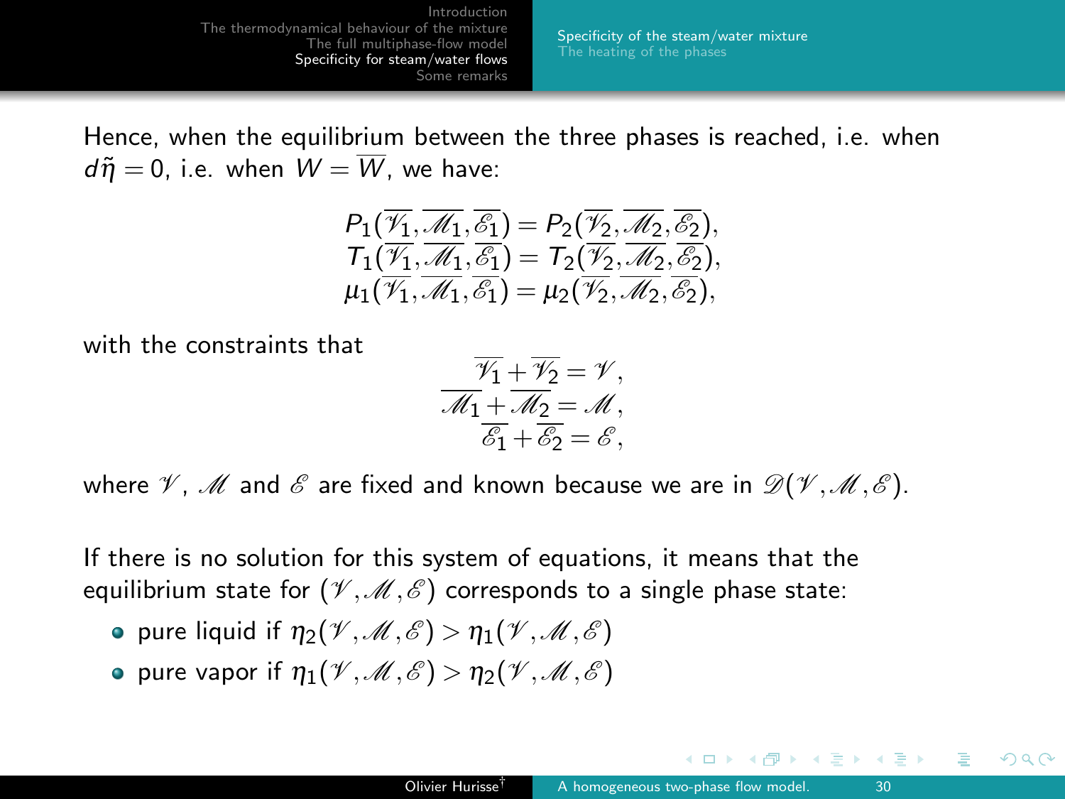Hence, when the equilibrium between the three phases is reached, i.e. when $d\tilde{\eta} = 0$, i.e. when $W = \overline{W}$, we have:

$$
\begin{aligned}
P_1(\overline{\mathscr{V}_1}, \overline{\mathscr{M}_1}, \overline{\mathscr{E}_1}) &= P_2(\overline{\mathscr{V}_2}, \overline{\mathscr{M}_2}, \overline{\mathscr{E}_2}),\\
T_1(\overline{\mathscr{V}_1}, \overline{\mathscr{M}_1}, \overline{\mathscr{E}_1}) &= T_2(\overline{\mathscr{V}_2}, \overline{\mathscr{M}_2}, \overline{\mathscr{E}_2}),\\
\mu_1(\overline{\mathscr{V}_1}, \overline{\mathscr{M}_1}, \overline{\mathscr{E}_1}) &= \mu_2(\overline{\mathscr{V}_2}, \overline{\mathscr{M}_2}, \overline{\mathscr{E}_2}),
\end{aligned}
$$

with the constraints that

$$
\begin{aligned}
\overline{\mathscr{V}_1} + \overline{\mathscr{V}_2} &= \mathscr{V},\\
\overline{\mathscr{M}_1} + \overline{\mathscr{M}_2} &= \mathscr{M},\\
\overline{\mathscr{E}_1} + \overline{\mathscr{E}_2} &= \mathscr{E},
\end{aligned}
$$

where $\mathscr{V}$, $\mathscr{M}$ and $\mathscr{E}$ are fixed and known because we are in $\mathscr{D}(\mathscr{V}, \mathscr{M}, \mathscr{E})$.

If there is no solution for this system of equations, it means that the equilibrium state for $(\mathscr{V}, \mathscr{M}, \mathscr{E})$ corresponds to a single phase state:

- pure liquid if $\eta_2(\mathscr{V}, \mathscr{M}, \mathscr{E}) > \eta_1(\mathscr{V}, \mathscr{M}, \mathscr{E})$
- pure vapor if $\eta_1(\mathscr{V}, \mathscr{M}, \mathscr{E}) > \eta_2(\mathscr{V}, \mathscr{M}, \mathscr{E})$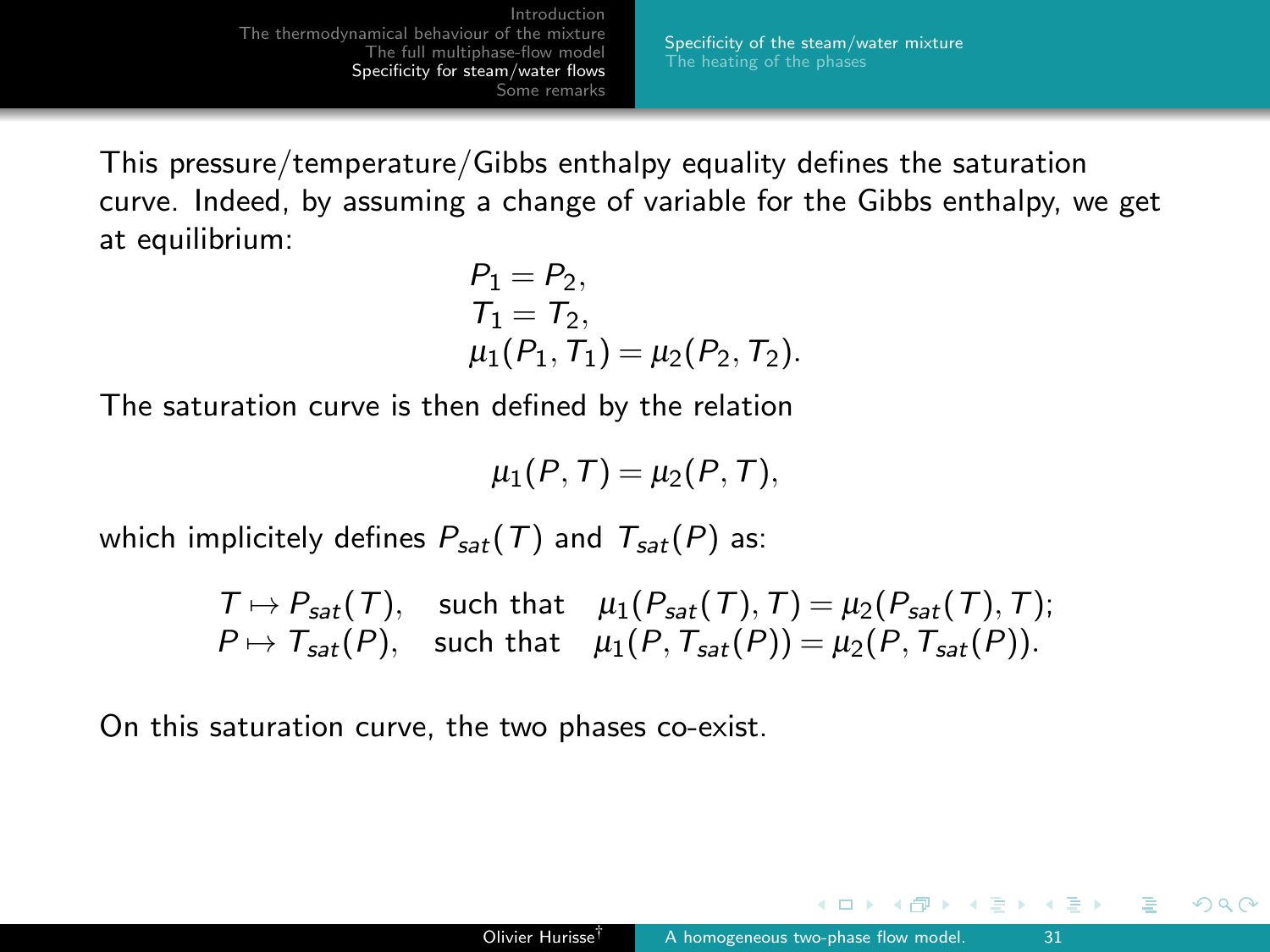This pressure/temperature/Gibbs enthalpy equality defines the saturation curve. Indeed, by assuming a change of variable for the Gibbs enthalpy, we get at equilibrium:

$$
\begin{aligned}
&P_1 = P_2, \\
&T_1 = T_2, \\
&\mu_1(P_1, T_1) = \mu_2(P_2, T_2).
\end{aligned}
$$

The saturation curve is then defined by the relation

$$\mu_1(P, T) = \mu_2(P, T),$$

which implicitely defines $P_{sat}(T)$ and $T_{sat}(P)$ as:

$$
\begin{aligned}
T \mapsto P_{sat}(T), \quad &\text{such that} \quad \mu_1(P_{sat}(T), T) = \mu_2(P_{sat}(T), T); \\
P \mapsto T_{sat}(P), \quad &\text{such that} \quad \mu_1(P, T_{sat}(P)) = \mu_2(P, T_{sat}(P)).
\end{aligned}
$$

On this saturation curve, the two phases co-exist.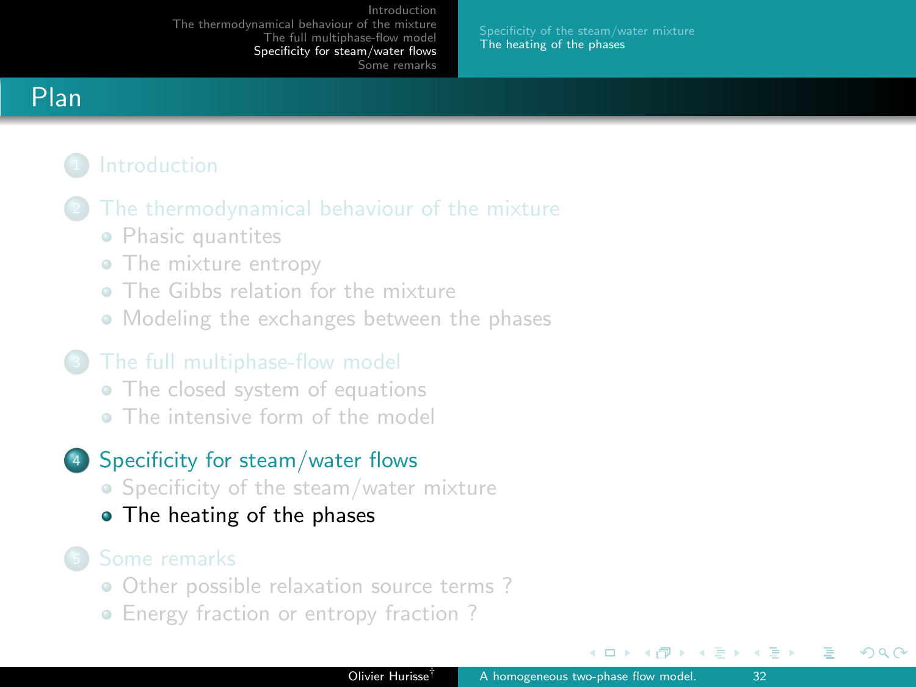# Plan

1. Introduction
2. The thermodynamical behaviour of the mixture
   - Phasic quantites
   - The mixture entropy
   - The Gibbs relation for the mixture
   - Modeling the exchanges between the phases
3. The full multiphase-flow model
   - The closed system of equations
   - The intensive form of the model
4. Specificity for steam/water flows
   - Specificity of the steam/water mixture
   - **The heating of the phases**
5. Some remarks
   - Other possible relaxation source terms ?
   - Energy fraction or entropy fraction ?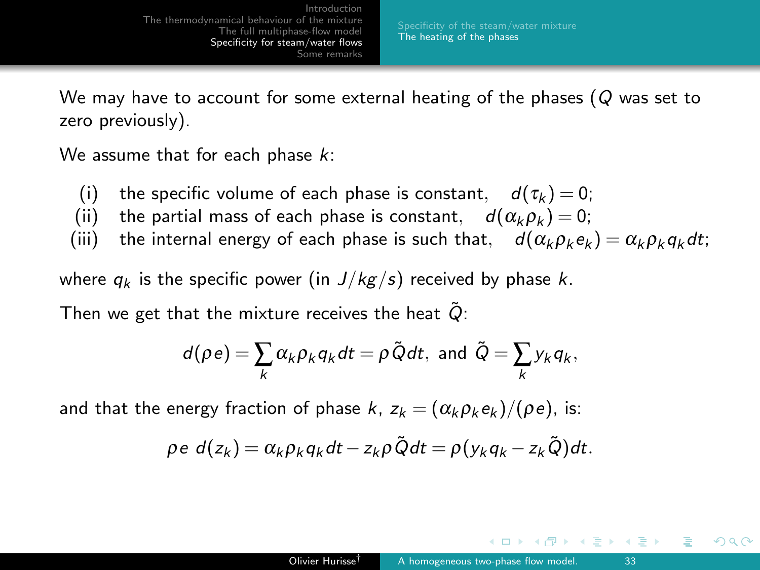We may have to account for some external heating of the phases ($Q$ was set to zero previously).

We assume that for each phase $k$:

- (i) the specific volume of each phase is constant, $d(\tau_k) = 0$;
- (ii) the partial mass of each phase is constant, $d(\alpha_k \rho_k) = 0$;
- (iii) the internal energy of each phase is such that, $d(\alpha_k \rho_k e_k) = \alpha_k \rho_k q_k dt$;

where $q_k$ is the specific power (in $J/kg/s$) received by phase $k$.

Then we get that the mixture receives the heat $\tilde{Q}$:

$$d(\rho e) = \sum_k \alpha_k \rho_k q_k dt = \rho \tilde{Q} dt, \text{ and } \tilde{Q} = \sum_k y_k q_k,$$

and that the energy fraction of phase $k$, $z_k = (\alpha_k \rho_k e_k)/(\rho e)$, is:

$$\rho e \; d(z_k) = \alpha_k \rho_k q_k dt - z_k \rho \tilde{Q} dt = \rho (y_k q_k - z_k \tilde{Q}) dt.$$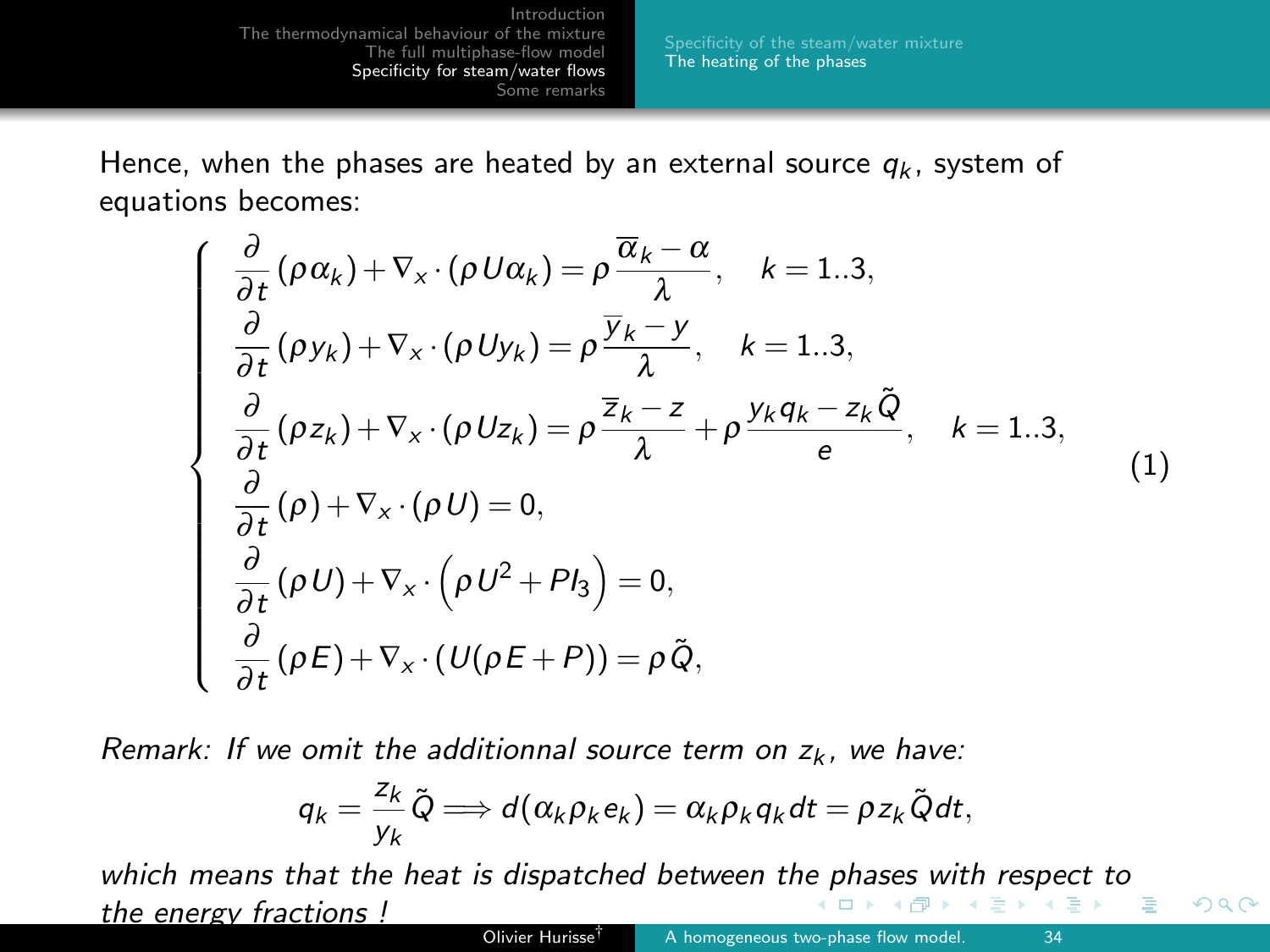Hence, when the phases are heated by an external source $q_k$, system of equations becomes:

$$
\begin{cases}
\dfrac{\partial}{\partial t}(\rho \alpha_k) + \nabla_x \cdot (\rho U \alpha_k) = \rho \dfrac{\overline{\alpha}_k - \alpha}{\lambda}, \quad k = 1..3, \\
\dfrac{\partial}{\partial t}(\rho y_k) + \nabla_x \cdot (\rho U y_k) = \rho \dfrac{\overline{y}_k - y}{\lambda}, \quad k = 1..3, \\
\dfrac{\partial}{\partial t}(\rho z_k) + \nabla_x \cdot (\rho U z_k) = \rho \dfrac{\overline{z}_k - z}{\lambda} + \rho \dfrac{y_k q_k - z_k \tilde{Q}}{e}, \quad k = 1..3, \\
\dfrac{\partial}{\partial t}(\rho) + \nabla_x \cdot (\rho U) = 0, \\
\dfrac{\partial}{\partial t}(\rho U) + \nabla_x \cdot \left(\rho U^2 + P I_3\right) = 0, \\
\dfrac{\partial}{\partial t}(\rho E) + \nabla_x \cdot (U(\rho E + P)) = \rho \tilde{Q},
\end{cases}
\tag{1}
$$

*Remark: If we omit the additionnal source term on $z_k$, we have:*

$$
q_k = \frac{z_k}{y_k} \tilde{Q} \Longrightarrow d(\alpha_k \rho_k e_k) = \alpha_k \rho_k q_k dt = \rho z_k \tilde{Q} dt,
$$

*which means that the heat is dispatched between the phases with respect to the energy fractions !*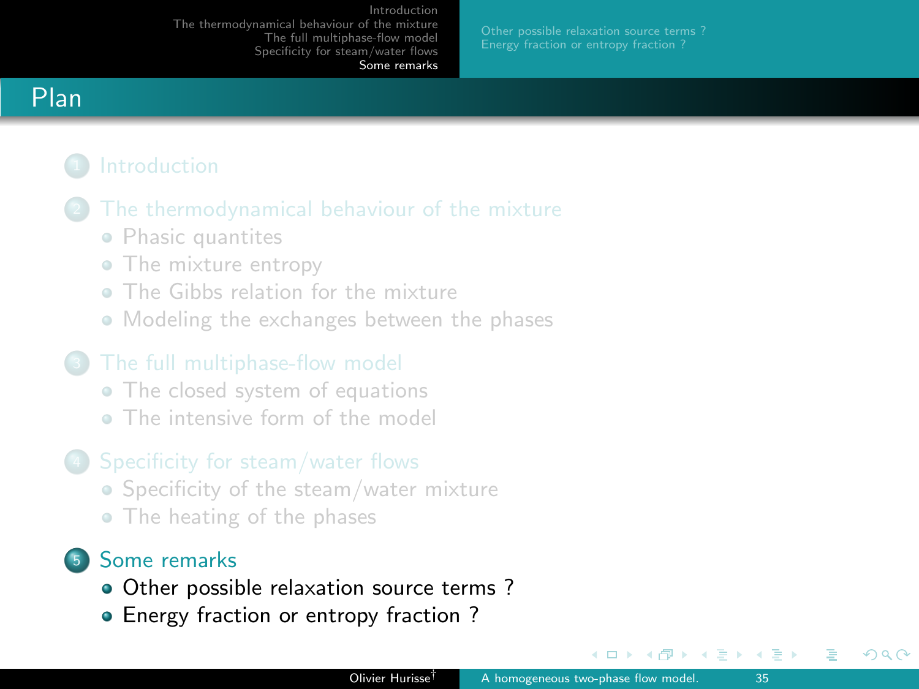# Plan

1. Introduction
2. The thermodynamical behaviour of the mixture
   - Phasic quantites
   - The mixture entropy
   - The Gibbs relation for the mixture
   - Modeling the exchanges between the phases
3. The full multiphase-flow model
   - The closed system of equations
   - The intensive form of the model
4. Specificity for steam/water flows
   - Specificity of the steam/water mixture
   - The heating of the phases
5. Some remarks
   - Other possible relaxation source terms ?
   - Energy fraction or entropy fraction ?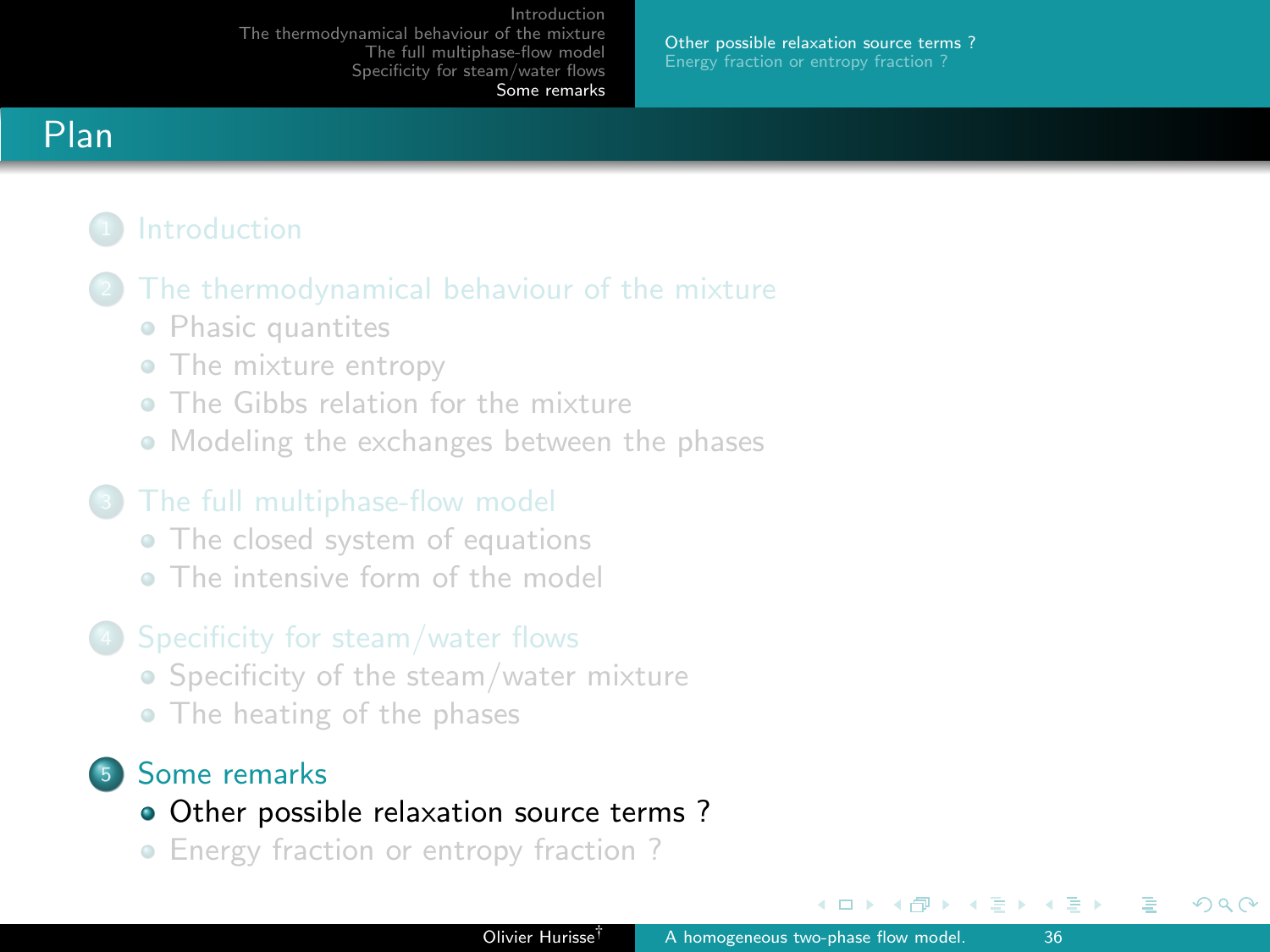# Plan

1. Introduction
2. The thermodynamical behaviour of the mixture
   - Phasic quantites
   - The mixture entropy
   - The Gibbs relation for the mixture
   - Modeling the exchanges between the phases
3. The full multiphase-flow model
   - The closed system of equations
   - The intensive form of the model
4. Specificity for steam/water flows
   - Specificity of the steam/water mixture
   - The heating of the phases
5. Some remarks
   - Other possible relaxation source terms ?
   - Energy fraction or entropy fraction ?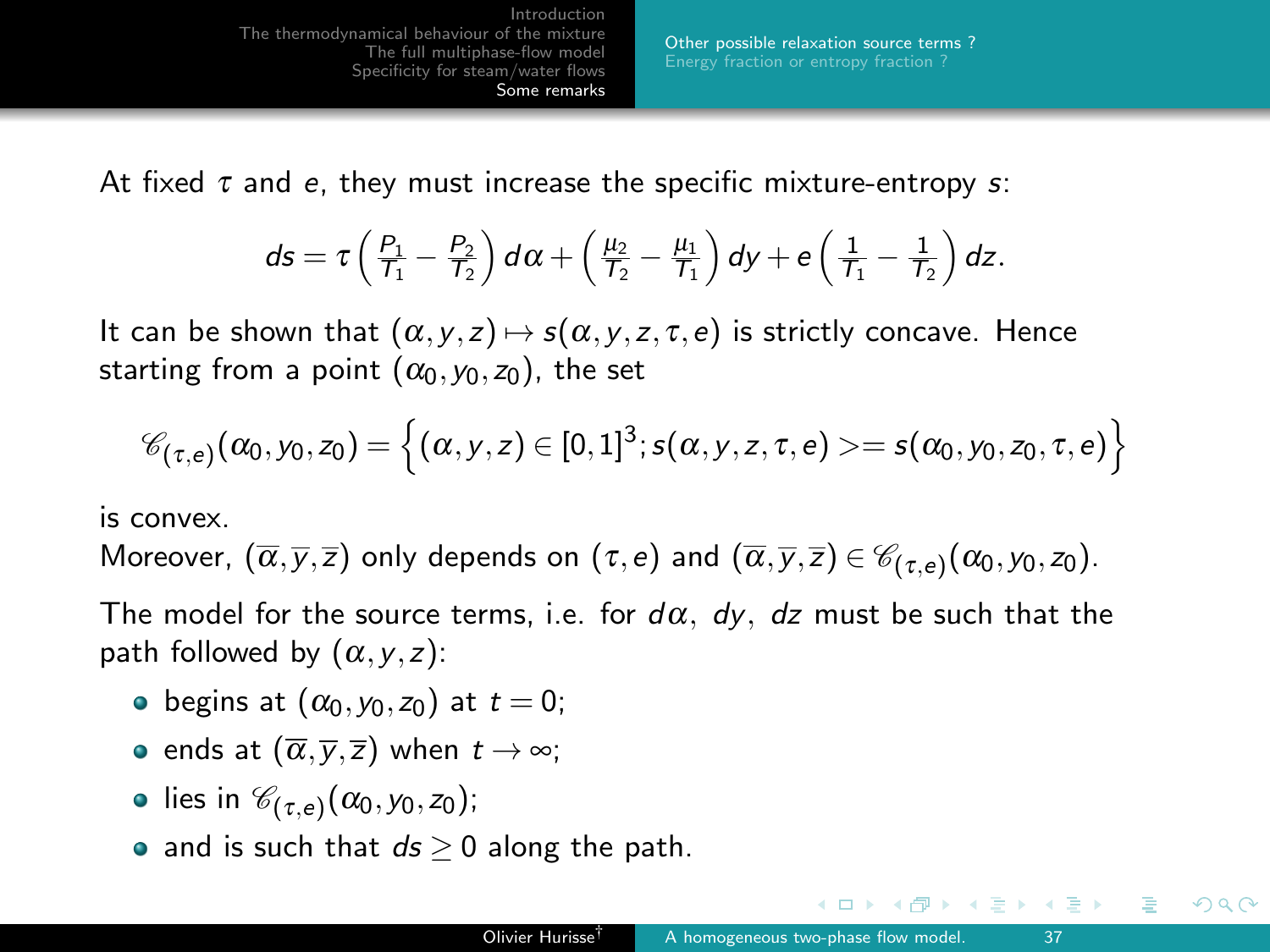At fixed $\tau$ and $e$, they must increase the specific mixture-entropy $s$:

$$ds = \tau\left(\frac{P_1}{T_1} - \frac{P_2}{T_2}\right)d\alpha + \left(\frac{\mu_2}{T_2} - \frac{\mu_1}{T_1}\right)dy + e\left(\frac{1}{T_1} - \frac{1}{T_2}\right)dz.$$

It can be shown that $(\alpha, y, z) \mapsto s(\alpha, y, z, \tau, e)$ is strictly concave. Hence starting from a point $(\alpha_0, y_0, z_0)$, the set

$$\mathscr{C}_{(\tau,e)}(\alpha_0, y_0, z_0) = \left\{(\alpha, y, z) \in [0,1]^3; s(\alpha, y, z, \tau, e) >= s(\alpha_0, y_0, z_0, \tau, e)\right\}$$

is convex.

Moreover, $(\overline{\alpha}, \overline{y}, \overline{z})$ only depends on $(\tau, e)$ and $(\overline{\alpha}, \overline{y}, \overline{z}) \in \mathscr{C}_{(\tau,e)}(\alpha_0, y_0, z_0)$.

The model for the source terms, i.e. for $d\alpha$, $dy$, $dz$ must be such that the path followed by $(\alpha, y, z)$:

- begins at $(\alpha_0, y_0, z_0)$ at $t = 0$;
- ends at $(\overline{\alpha}, \overline{y}, \overline{z})$ when $t \to \infty$;
- lies in $\mathscr{C}_{(\tau,e)}(\alpha_0, y_0, z_0)$;
- and is such that $ds \geq 0$ along the path.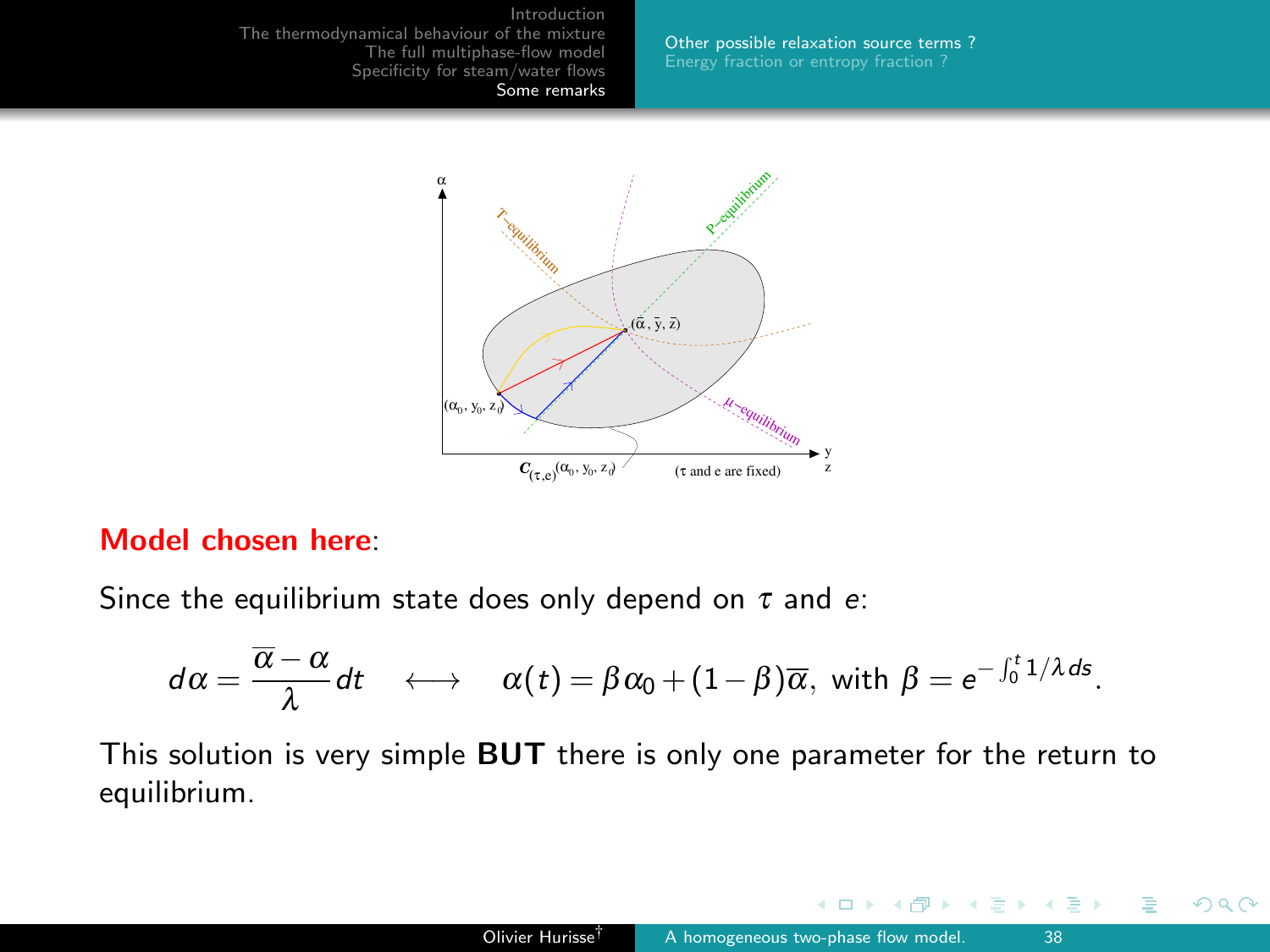**Model chosen here**:

Since the equilibrium state does only depend on $\tau$ and $e$:

$$d\alpha = \frac{\overline{\alpha} - \alpha}{\lambda} dt \quad \longleftrightarrow \quad \alpha(t) = \beta \alpha_0 + (1 - \beta)\overline{\alpha}, \text{ with } \beta = e^{-\int_0^t 1/\lambda \, ds}.$$

This solution is very simple **BUT** there is only one parameter for the return to equilibrium.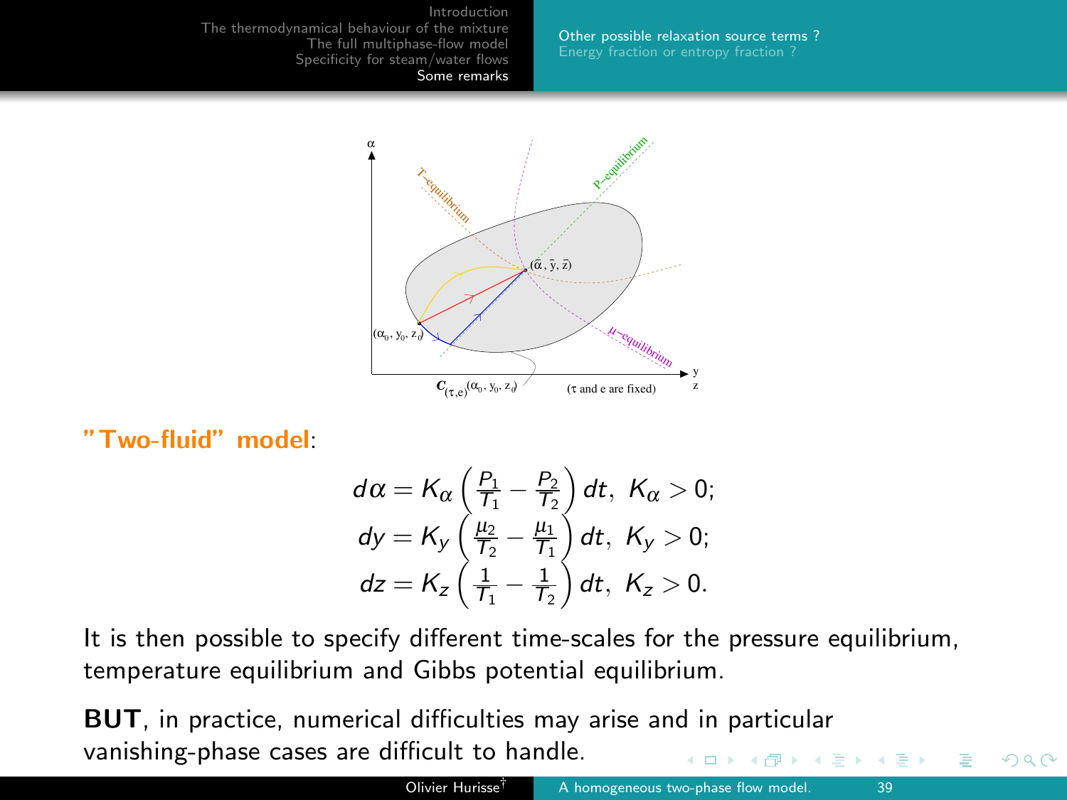**"Two-fluid" model**:

$$
\begin{aligned}
d\alpha &= K_\alpha \left( \frac{P_1}{T_1} - \frac{P_2}{T_2} \right) dt, \;\; K_\alpha > 0; \\
dy &= K_y \left( \frac{\mu_2}{T_2} - \frac{\mu_1}{T_1} \right) dt, \;\; K_y > 0; \\
dz &= K_z \left( \frac{1}{T_1} - \frac{1}{T_2} \right) dt, \;\; K_z > 0.
\end{aligned}
$$

It is then possible to specify different time-scales for the pressure equilibrium, temperature equilibrium and Gibbs potential equilibrium.

**BUT**, in practice, numerical difficulties may arise and in particular vanishing-phase cases are difficult to handle.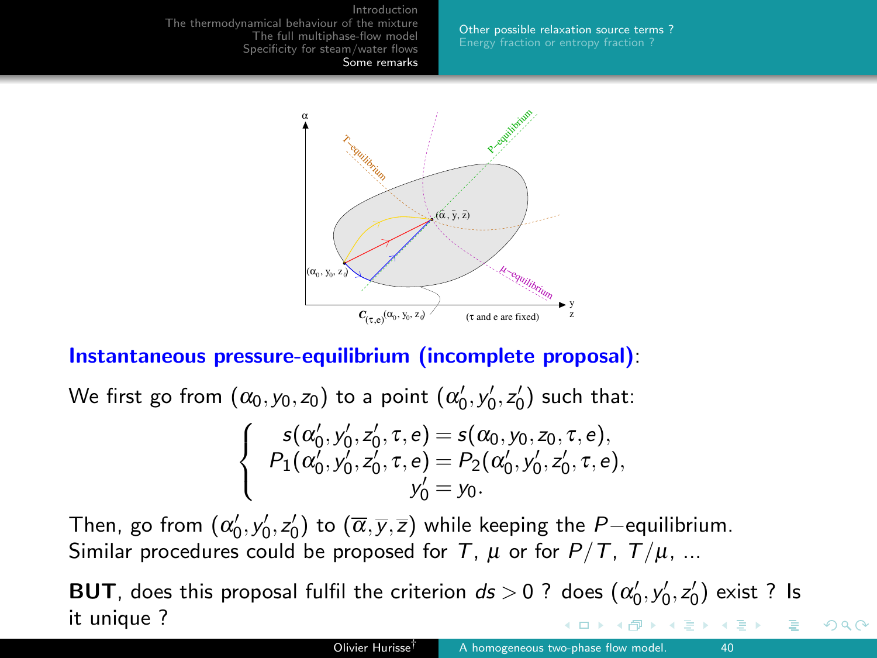**Instantaneous pressure-equilibrium (incomplete proposal)**:

We first go from $(\alpha_0, y_0, z_0)$ to a point $(\alpha'_0, y'_0, z'_0)$ such that:

$$
\left\{
\begin{array}{c}
s(\alpha'_0, y'_0, z'_0, \tau, e) = s(\alpha_0, y_0, z_0, \tau, e), \\
P_1(\alpha'_0, y'_0, z'_0, \tau, e) = P_2(\alpha'_0, y'_0, z'_0, \tau, e), \\
y'_0 = y_0.
\end{array}
\right.
$$

Then, go from $(\alpha'_0, y'_0, z'_0)$ to $(\overline{\alpha}, \overline{y}, \overline{z})$ while keeping the $P-$equilibrium.
Similar procedures could be proposed for $T$, $\mu$ or for $P/T$, $T/\mu$, ...

**BUT**, does this proposal fulfil the criterion $ds > 0$ ? does $(\alpha'_0, y'_0, z'_0)$ exist ? Is it unique ?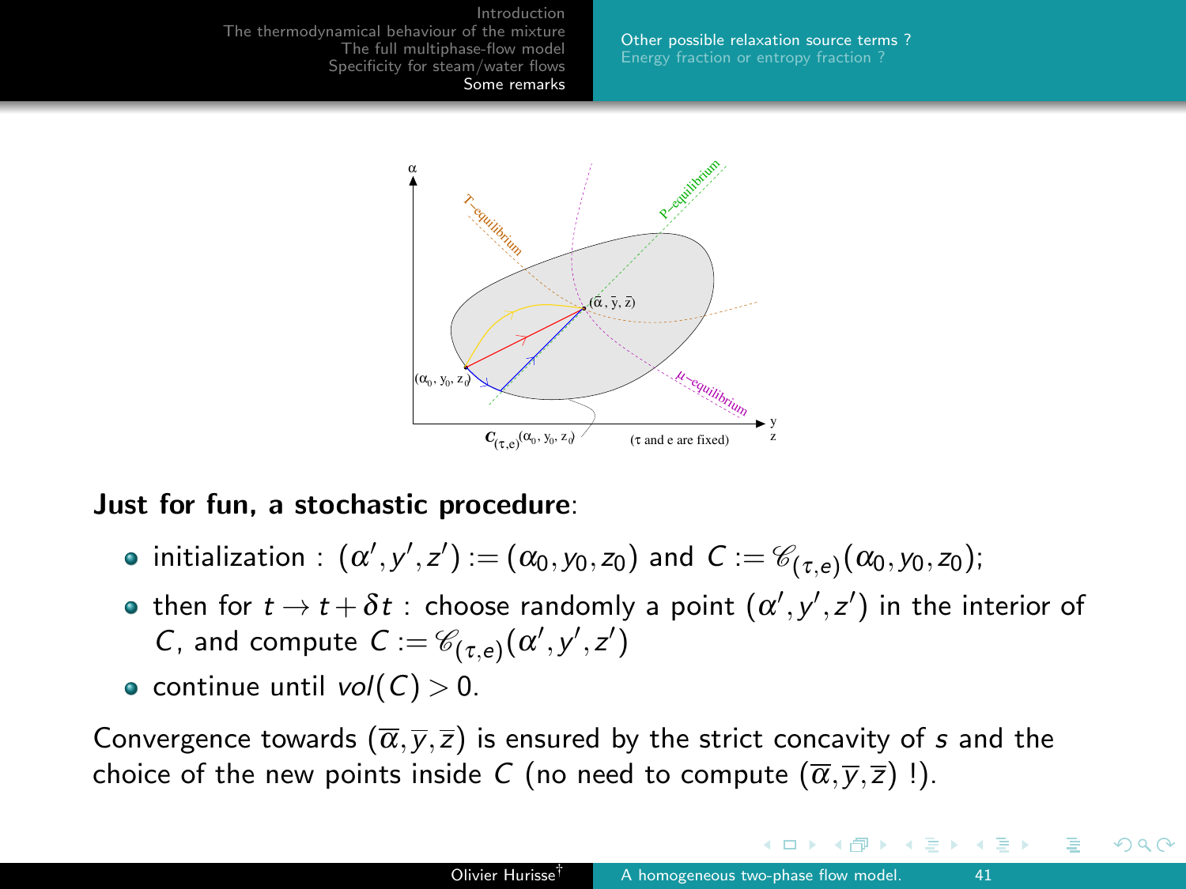**Just for fun, a stochastic procedure**:

- initialization : $(\alpha', y', z') := (\alpha_0, y_0, z_0)$ and $C := \mathscr{C}_{(\tau,e)}(\alpha_0, y_0, z_0)$;
- then for $t \rightarrow t + \delta t$ : choose randomly a point $(\alpha', y', z')$ in the interior of $C$, and compute $C := \mathscr{C}_{(\tau,e)}(\alpha', y', z')$
- continue until $vol(C) > 0$.

Convergence towards $(\overline{\alpha}, \overline{y}, \overline{z})$ is ensured by the strict concavity of $s$ and the choice of the new points inside $C$ (no need to compute $(\overline{\alpha}, \overline{y}, \overline{z})$ !).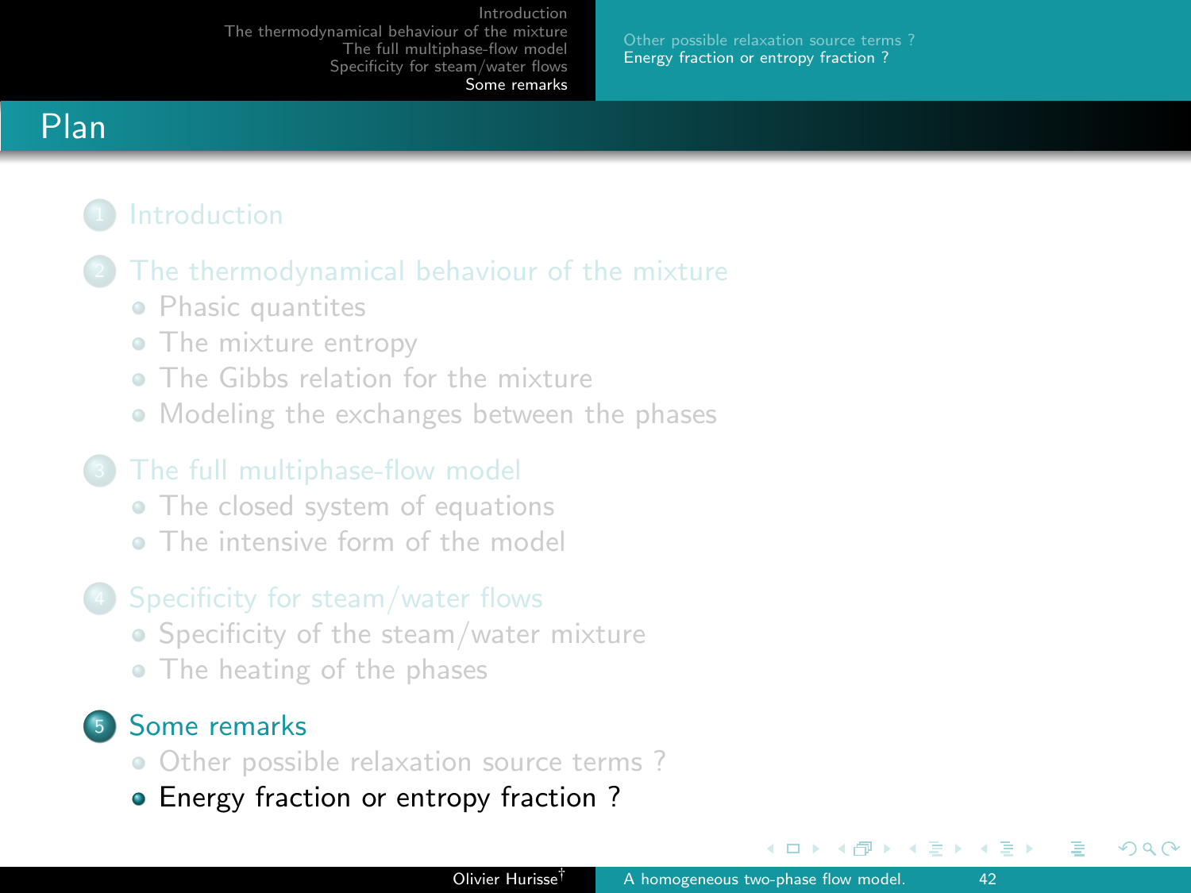## Plan

1. Introduction
2. The thermodynamical behaviour of the mixture
   - Phasic quantites
   - The mixture entropy
   - The Gibbs relation for the mixture
   - Modeling the exchanges between the phases
3. The full multiphase-flow model
   - The closed system of equations
   - The intensive form of the model
4. Specificity for steam/water flows
   - Specificity of the steam/water mixture
   - The heating of the phases
5. Some remarks
   - Other possible relaxation source terms ?
   - Energy fraction or entropy fraction ?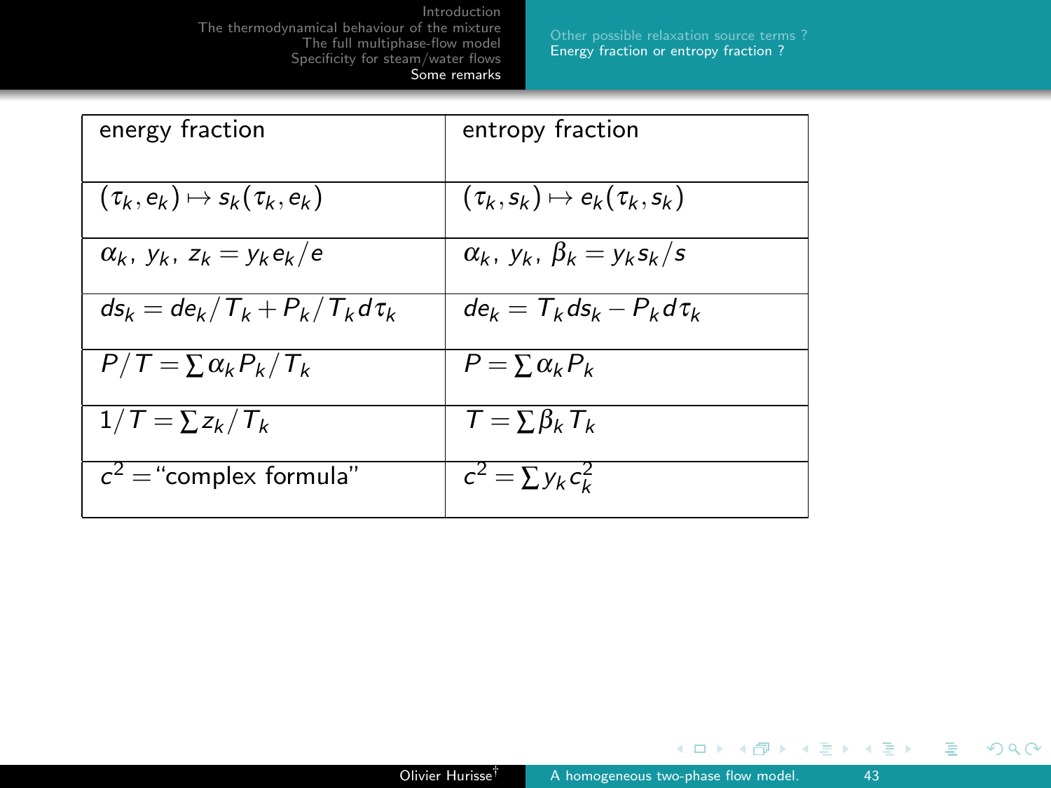## Energy fraction or entropy fraction ?

| energy fraction | entropy fraction |
|---|---|
| $(\tau_k, e_k) \mapsto s_k(\tau_k, e_k)$ | $(\tau_k, s_k) \mapsto e_k(\tau_k, s_k)$ |
| $\alpha_k,\ y_k,\ z_k = y_k e_k / e$ | $\alpha_k,\ y_k,\ \beta_k = y_k s_k / s$ |
| $ds_k = de_k / T_k + P_k / T_k d\tau_k$ | $de_k = T_k ds_k - P_k d\tau_k$ |
| $P/T = \sum \alpha_k P_k / T_k$ | $P = \sum \alpha_k P_k$ |
| $1/T = \sum z_k / T_k$ | $T = \sum \beta_k T_k$ |
| $c^2 =$ "complex formula" | $c^2 = \sum y_k c_k^2$ |